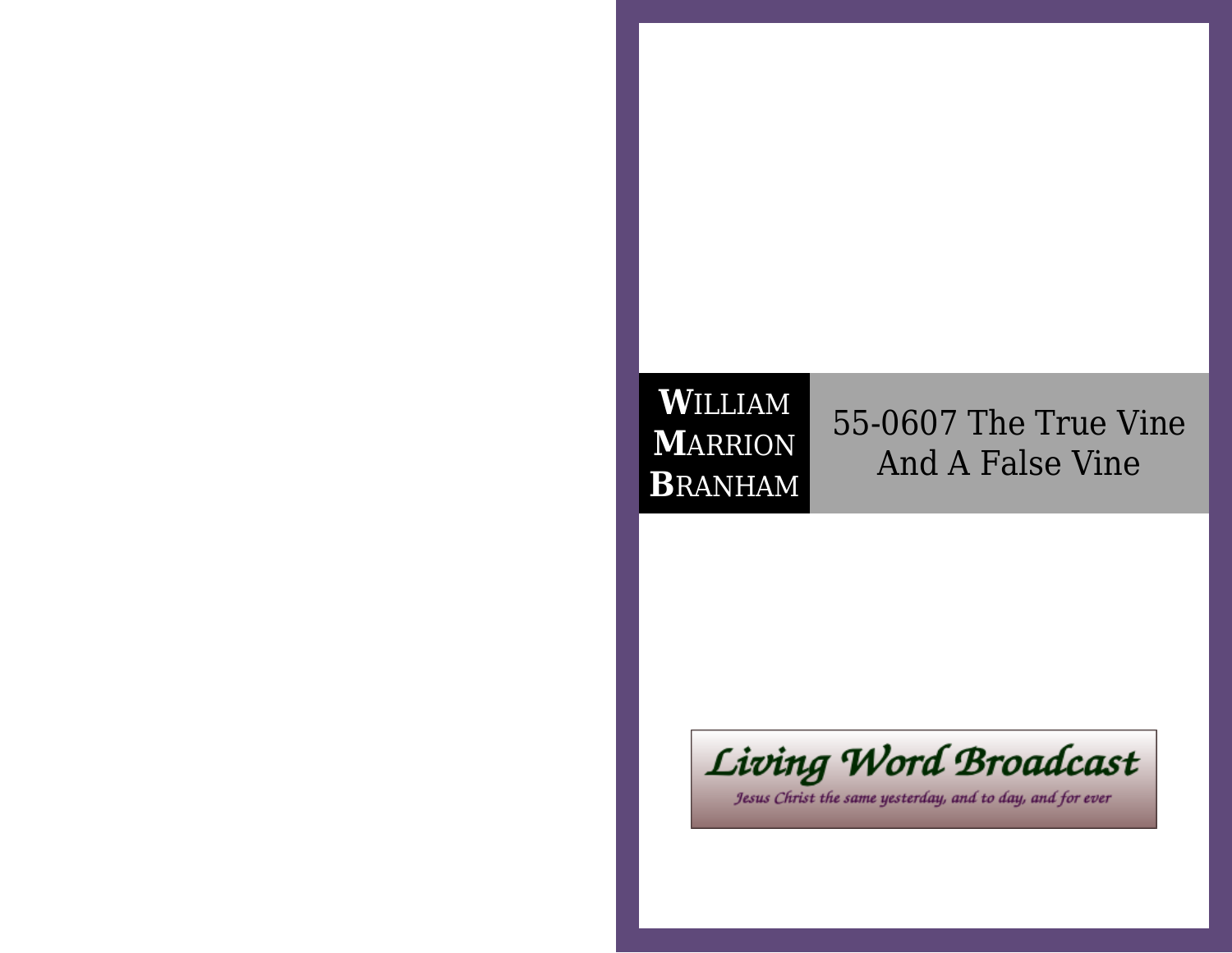**W**ILLIAM
**M**ARRION
**B**RANHAM

# 55-0607 The True Vine And A False Vine

Living Word Broadcast

Jesus Christ the same yesterday, and to day, and for ever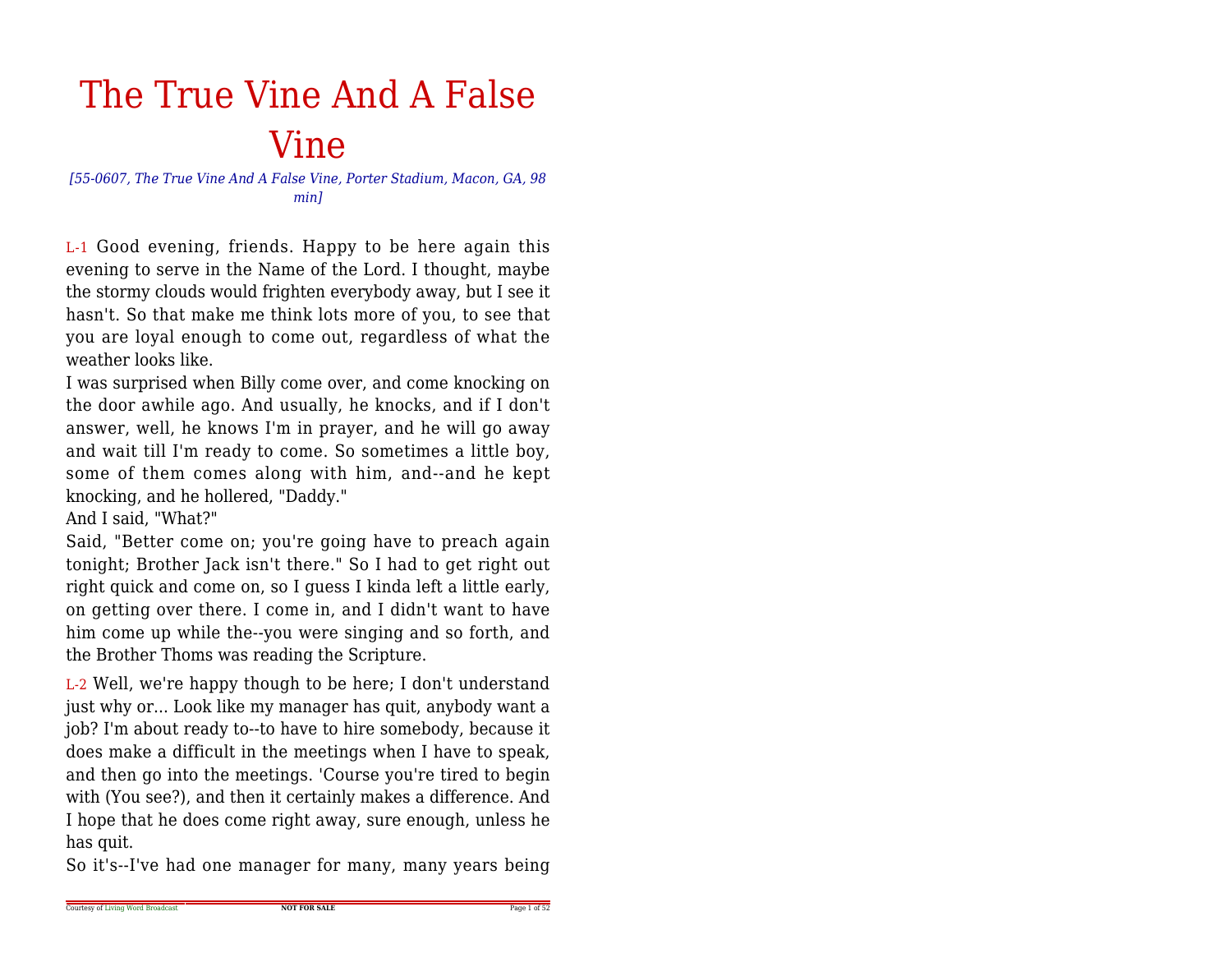# The True Vine And A False Vine

*[55-0607, The True Vine And A False Vine, Porter Stadium, Macon, GA, 98 min]*

L-1 Good evening, friends. Happy to be here again this evening to serve in the Name of the Lord. I thought, maybe the stormy clouds would frighten everybody away, but I see it hasn't. So that make me think lots more of you, to see that you are loyal enough to come out, regardless of what the weather looks like.

I was surprised when Billy come over, and come knocking on the door awhile ago. And usually, he knocks, and if I don't answer, well, he knows I'm in prayer, and he will go away and wait till I'm ready to come. So sometimes a little boy, some of them comes along with him, and--and he kept knocking, and he hollered, "Daddy."

And I said, "What?"

Said, "Better come on; you're going have to preach again tonight; Brother Jack isn't there." So I had to get right out right quick and come on, so I guess I kinda left a little early, on getting over there. I come in, and I didn't want to have him come up while the--you were singing and so forth, and the Brother Thoms was reading the Scripture.

L-2 Well, we're happy though to be here; I don't understand just why or... Look like my manager has quit, anybody want a job? I'm about ready to--to have to hire somebody, because it does make a difficult in the meetings when I have to speak, and then go into the meetings. 'Course you're tired to begin with (You see?), and then it certainly makes a difference. And I hope that he does come right away, sure enough, unless he has quit.

So it's--I've had one manager for many, many years being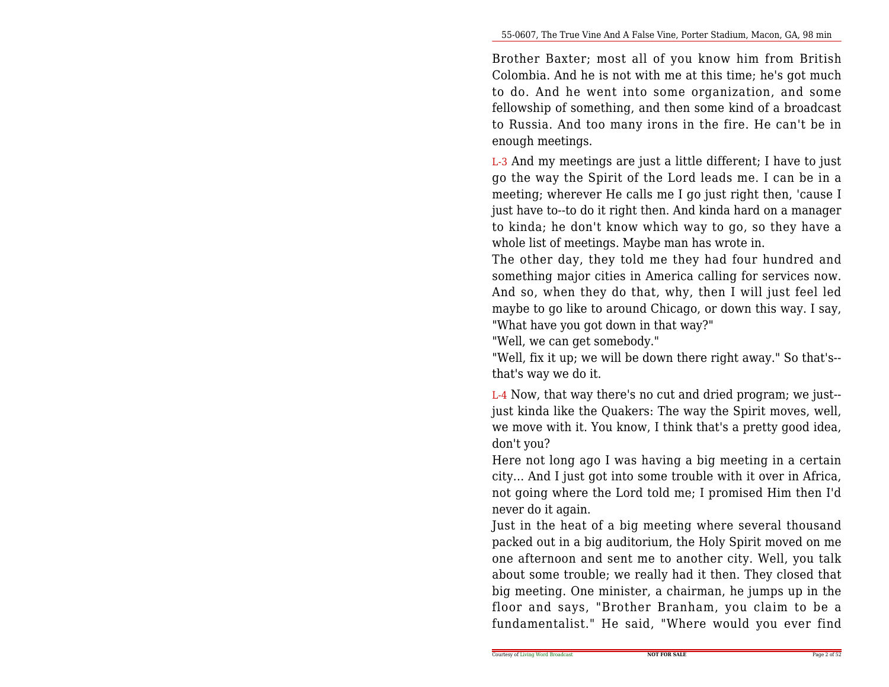Brother Baxter; most all of you know him from British Colombia. And he is not with me at this time; he's got much to do. And he went into some organization, and some fellowship of something, and then some kind of a broadcast to Russia. And too many irons in the fire. He can't be in enough meetings.

L-3 And my meetings are just a little different; I have to just go the way the Spirit of the Lord leads me. I can be in a meeting; wherever He calls me I go just right then, 'cause I just have to--to do it right then. And kinda hard on a manager to kinda; he don't know which way to go, so they have a whole list of meetings. Maybe man has wrote in.

The other day, they told me they had four hundred and something major cities in America calling for services now. And so, when they do that, why, then I will just feel led maybe to go like to around Chicago, or down this way. I say, "What have you got down in that way?"

"Well, we can get somebody."

"Well, fix it up; we will be down there right away." So that's--that's way we do it.

L-4 Now, that way there's no cut and dried program; we just--just kinda like the Quakers: The way the Spirit moves, well, we move with it. You know, I think that's a pretty good idea, don't you?

Here not long ago I was having a big meeting in a certain city... And I just got into some trouble with it over in Africa, not going where the Lord told me; I promised Him then I'd never do it again.

Just in the heat of a big meeting where several thousand packed out in a big auditorium, the Holy Spirit moved on me one afternoon and sent me to another city. Well, you talk about some trouble; we really had it then. They closed that big meeting. One minister, a chairman, he jumps up in the floor and says, "Brother Branham, you claim to be a fundamentalist." He said, "Where would you ever find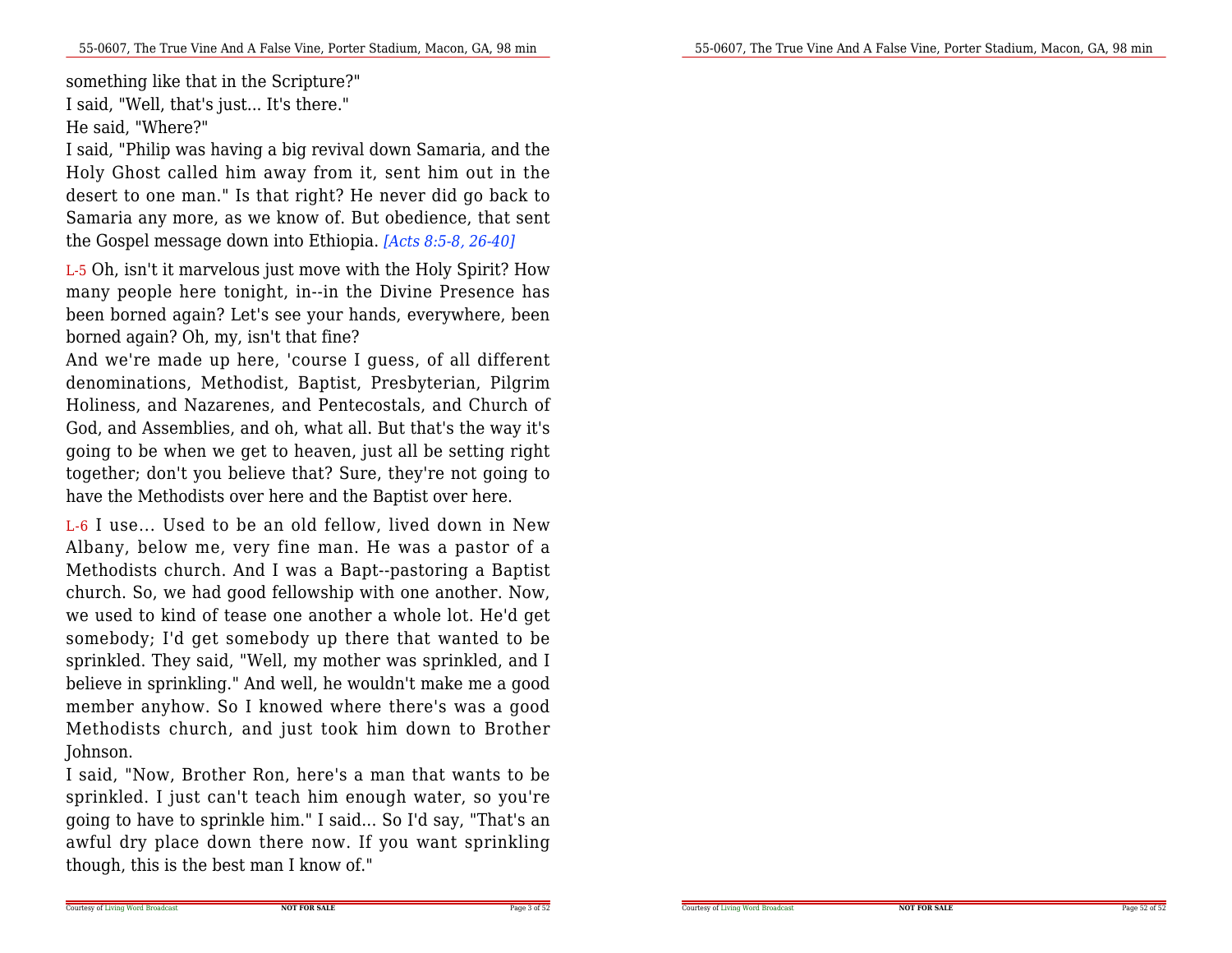something like that in the Scripture?"

I said, "Well, that's just... It's there."

He said, "Where?"

I said, "Philip was having a big revival down Samaria, and the Holy Ghost called him away from it, sent him out in the desert to one man." Is that right? He never did go back to Samaria any more, as we know of. But obedience, that sent the Gospel message down into Ethiopia. *[Acts 8:5-8, 26-40]*

L-5 Oh, isn't it marvelous just move with the Holy Spirit? How many people here tonight, in--in the Divine Presence has been borned again? Let's see your hands, everywhere, been borned again? Oh, my, isn't that fine?

And we're made up here, 'course I guess, of all different denominations, Methodist, Baptist, Presbyterian, Pilgrim Holiness, and Nazarenes, and Pentecostals, and Church of God, and Assemblies, and oh, what all. But that's the way it's going to be when we get to heaven, just all be setting right together; don't you believe that? Sure, they're not going to have the Methodists over here and the Baptist over here.

L-6 I use... Used to be an old fellow, lived down in New Albany, below me, very fine man. He was a pastor of a Methodists church. And I was a Bapt--pastoring a Baptist church. So, we had good fellowship with one another. Now, we used to kind of tease one another a whole lot. He'd get somebody; I'd get somebody up there that wanted to be sprinkled. They said, "Well, my mother was sprinkled, and I believe in sprinkling." And well, he wouldn't make me a good member anyhow. So I knowed where there's was a good Methodists church, and just took him down to Brother Johnson.

I said, "Now, Brother Ron, here's a man that wants to be sprinkled. I just can't teach him enough water, so you're going to have to sprinkle him." I said... So I'd say, "That's an awful dry place down there now. If you want sprinkling though, this is the best man I know of."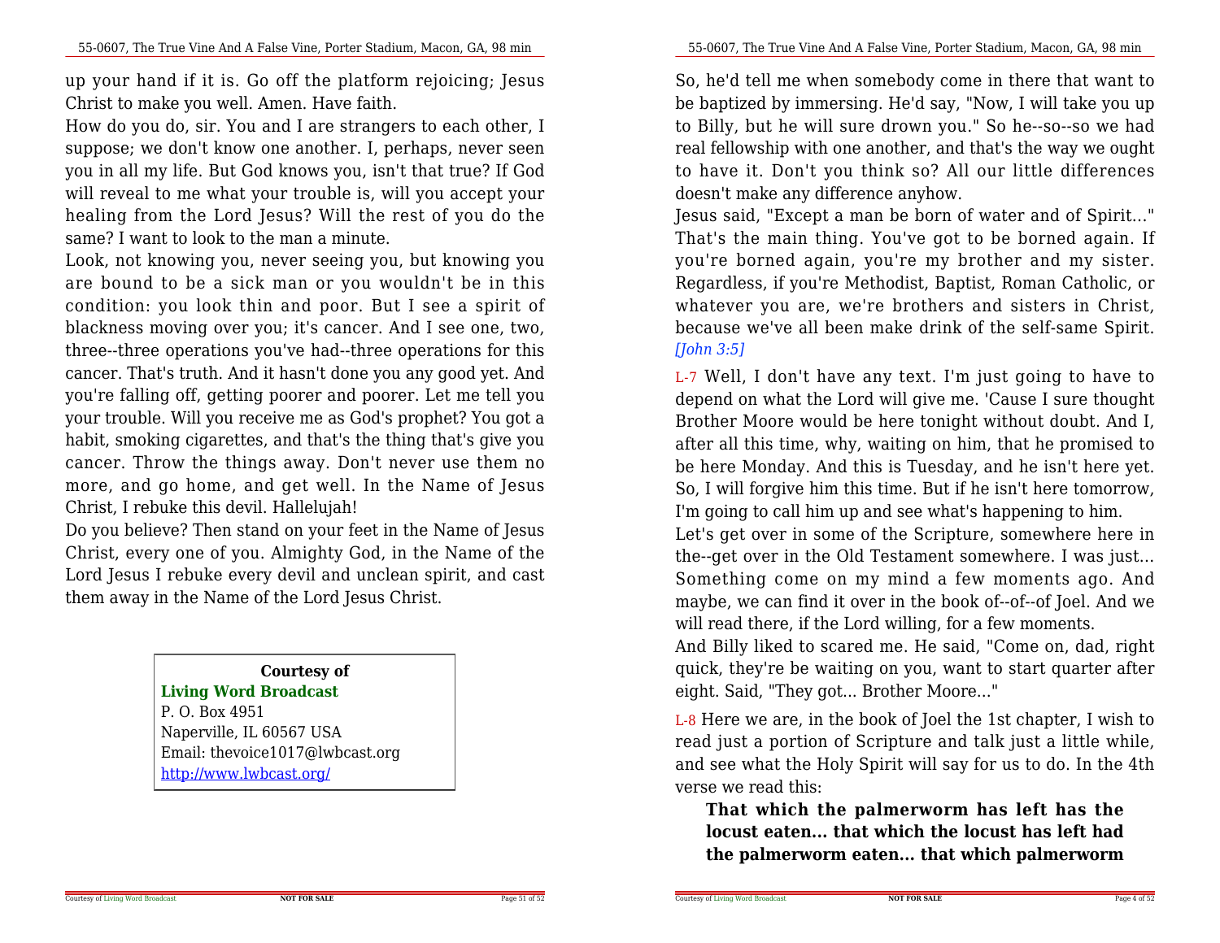up your hand if it is. Go off the platform rejoicing; Jesus Christ to make you well. Amen. Have faith.

How do you do, sir. You and I are strangers to each other, I suppose; we don't know one another. I, perhaps, never seen you in all my life. But God knows you, isn't that true? If God will reveal to me what your trouble is, will you accept your healing from the Lord Jesus? Will the rest of you do the same? I want to look to the man a minute.

Look, not knowing you, never seeing you, but knowing you are bound to be a sick man or you wouldn't be in this condition: you look thin and poor. But I see a spirit of blackness moving over you; it's cancer. And I see one, two, three--three operations you've had--three operations for this cancer. That's truth. And it hasn't done you any good yet. And you're falling off, getting poorer and poorer. Let me tell you your trouble. Will you receive me as God's prophet? You got a habit, smoking cigarettes, and that's the thing that's give you cancer. Throw the things away. Don't never use them no more, and go home, and get well. In the Name of Jesus Christ, I rebuke this devil. Hallelujah!

Do you believe? Then stand on your feet in the Name of Jesus Christ, every one of you. Almighty God, in the Name of the Lord Jesus I rebuke every devil and unclean spirit, and cast them away in the Name of the Lord Jesus Christ.

**Courtesy of**
**Living Word Broadcast**
P. O. Box 4951
Naperville, IL 60567 USA
Email: thevoice1017@lwbcast.org
http://www.lwbcast.org/

So, he'd tell me when somebody come in there that want to be baptized by immersing. He'd say, "Now, I will take you up to Billy, but he will sure drown you." So he--so--so we had real fellowship with one another, and that's the way we ought to have it. Don't you think so? All our little differences doesn't make any difference anyhow.

Jesus said, "Except a man be born of water and of Spirit..." That's the main thing. You've got to be borned again. If you're borned again, you're my brother and my sister. Regardless, if you're Methodist, Baptist, Roman Catholic, or whatever you are, we're brothers and sisters in Christ, because we've all been make drink of the self-same Spirit. *[John 3:5]*

L-7 Well, I don't have any text. I'm just going to have to depend on what the Lord will give me. 'Cause I sure thought Brother Moore would be here tonight without doubt. And I, after all this time, why, waiting on him, that he promised to be here Monday. And this is Tuesday, and he isn't here yet. So, I will forgive him this time. But if he isn't here tomorrow, I'm going to call him up and see what's happening to him.

Let's get over in some of the Scripture, somewhere here in the--get over in the Old Testament somewhere. I was just... Something come on my mind a few moments ago. And maybe, we can find it over in the book of--of--of Joel. And we will read there, if the Lord willing, for a few moments.

And Billy liked to scared me. He said, "Come on, dad, right quick, they're be waiting on you, want to start quarter after eight. Said, "They got... Brother Moore..."

L-8 Here we are, in the book of Joel the 1st chapter, I wish to read just a portion of Scripture and talk just a little while, and see what the Holy Spirit will say for us to do. In the 4th verse we read this:

> **That which the palmerworm has left has the locust eaten... that which the locust has left had the palmerworm eaten... that which palmerworm**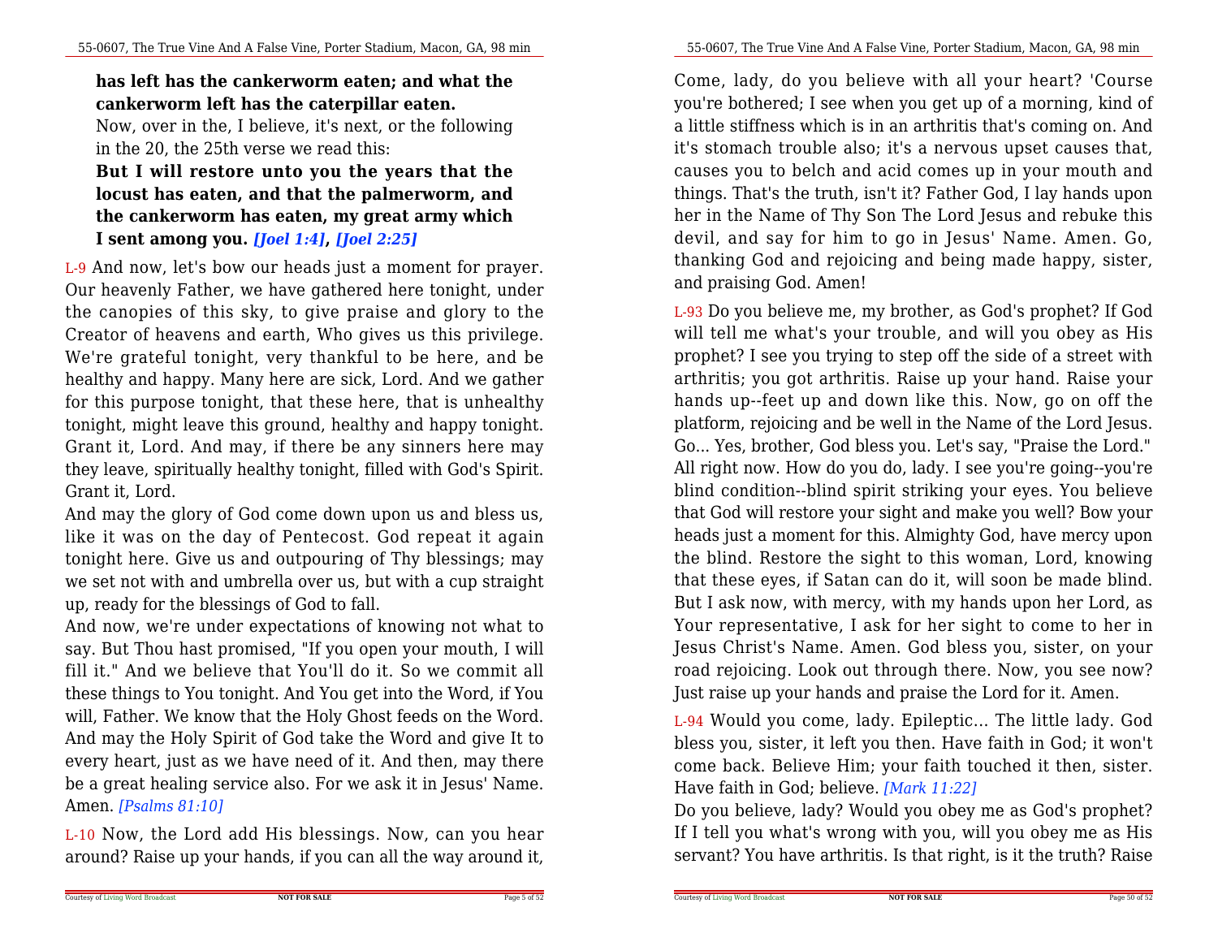**has left has the cankerworm eaten; and what the cankerworm left has the caterpillar eaten.**

Now, over in the, I believe, it's next, or the following in the 20, the 25th verse we read this:

**But I will restore unto you the years that the locust has eaten, and that the palmerworm, and the cankerworm has eaten, my great army which I sent among you.** ***[Joel 1:4]*****,** ***[Joel 2:25]***

L-9 And now, let's bow our heads just a moment for prayer. Our heavenly Father, we have gathered here tonight, under the canopies of this sky, to give praise and glory to the Creator of heavens and earth, Who gives us this privilege. We're grateful tonight, very thankful to be here, and be healthy and happy. Many here are sick, Lord. And we gather for this purpose tonight, that these here, that is unhealthy tonight, might leave this ground, healthy and happy tonight. Grant it, Lord. And may, if there be any sinners here may they leave, spiritually healthy tonight, filled with God's Spirit. Grant it, Lord.

And may the glory of God come down upon us and bless us, like it was on the day of Pentecost. God repeat it again tonight here. Give us and outpouring of Thy blessings; may we set not with and umbrella over us, but with a cup straight up, ready for the blessings of God to fall.

And now, we're under expectations of knowing not what to say. But Thou hast promised, "If you open your mouth, I will fill it." And we believe that You'll do it. So we commit all these things to You tonight. And You get into the Word, if You will, Father. We know that the Holy Ghost feeds on the Word. And may the Holy Spirit of God take the Word and give It to every heart, just as we have need of it. And then, may there be a great healing service also. For we ask it in Jesus' Name. Amen. *[Psalms 81:10]*

L-10 Now, the Lord add His blessings. Now, can you hear around? Raise up your hands, if you can all the way around it,

Come, lady, do you believe with all your heart? 'Course you're bothered; I see when you get up of a morning, kind of a little stiffness which is in an arthritis that's coming on. And it's stomach trouble also; it's a nervous upset causes that, causes you to belch and acid comes up in your mouth and things. That's the truth, isn't it? Father God, I lay hands upon her in the Name of Thy Son The Lord Jesus and rebuke this devil, and say for him to go in Jesus' Name. Amen. Go, thanking God and rejoicing and being made happy, sister, and praising God. Amen!

L-93 Do you believe me, my brother, as God's prophet? If God will tell me what's your trouble, and will you obey as His prophet? I see you trying to step off the side of a street with arthritis; you got arthritis. Raise up your hand. Raise your hands up--feet up and down like this. Now, go on off the platform, rejoicing and be well in the Name of the Lord Jesus. Go... Yes, brother, God bless you. Let's say, "Praise the Lord." All right now. How do you do, lady. I see you're going--you're blind condition--blind spirit striking your eyes. You believe that God will restore your sight and make you well? Bow your heads just a moment for this. Almighty God, have mercy upon the blind. Restore the sight to this woman, Lord, knowing that these eyes, if Satan can do it, will soon be made blind. But I ask now, with mercy, with my hands upon her Lord, as Your representative, I ask for her sight to come to her in Jesus Christ's Name. Amen. God bless you, sister, on your road rejoicing. Look out through there. Now, you see now? Just raise up your hands and praise the Lord for it. Amen.

L-94 Would you come, lady. Epileptic... The little lady. God bless you, sister, it left you then. Have faith in God; it won't come back. Believe Him; your faith touched it then, sister. Have faith in God; believe. *[Mark 11:22]*

Do you believe, lady? Would you obey me as God's prophet? If I tell you what's wrong with you, will you obey me as His servant? You have arthritis. Is that right, is it the truth? Raise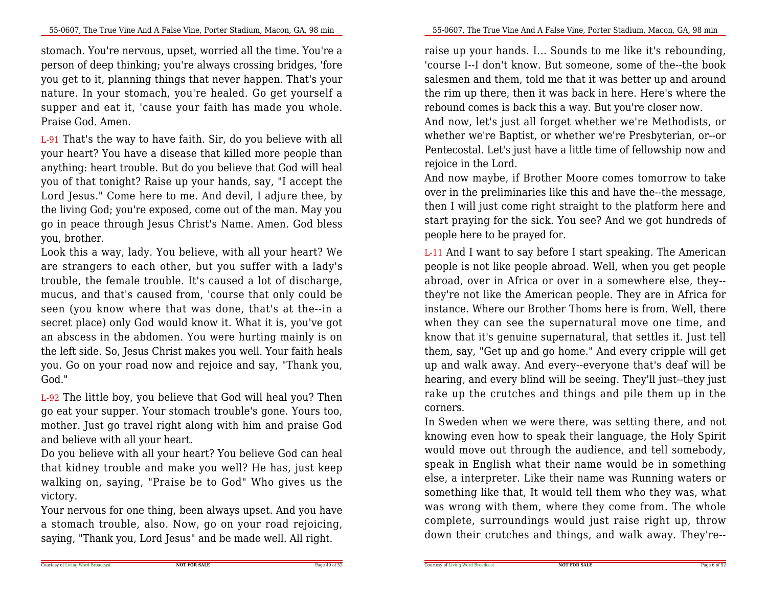stomach. You're nervous, upset, worried all the time. You're a person of deep thinking; you're always crossing bridges, 'fore you get to it, planning things that never happen. That's your nature. In your stomach, you're healed. Go get yourself a supper and eat it, 'cause your faith has made you whole. Praise God. Amen.

L-91 That's the way to have faith. Sir, do you believe with all your heart? You have a disease that killed more people than anything: heart trouble. But do you believe that God will heal you of that tonight? Raise up your hands, say, "I accept the Lord Jesus." Come here to me. And devil, I adjure thee, by the living God; you're exposed, come out of the man. May you go in peace through Jesus Christ's Name. Amen. God bless you, brother.

Look this a way, lady. You believe, with all your heart? We are strangers to each other, but you suffer with a lady's trouble, the female trouble. It's caused a lot of discharge, mucus, and that's caused from, 'course that only could be seen (you know where that was done, that's at the--in a secret place) only God would know it. What it is, you've got an abscess in the abdomen. You were hurting mainly is on the left side. So, Jesus Christ makes you well. Your faith heals you. Go on your road now and rejoice and say, "Thank you, God."

L-92 The little boy, you believe that God will heal you? Then go eat your supper. Your stomach trouble's gone. Yours too, mother. Just go travel right along with him and praise God and believe with all your heart.

Do you believe with all your heart? You believe God can heal that kidney trouble and make you well? He has, just keep walking on, saying, "Praise be to God" Who gives us the victory.

Your nervous for one thing, been always upset. And you have a stomach trouble, also. Now, go on your road rejoicing, saying, "Thank you, Lord Jesus" and be made well. All right.

raise up your hands. I... Sounds to me like it's rebounding, 'course I--I don't know. But someone, some of the--the book salesmen and them, told me that it was better up and around the rim up there, then it was back in here. Here's where the rebound comes is back this a way. But you're closer now.

And now, let's just all forget whether we're Methodists, or whether we're Baptist, or whether we're Presbyterian, or--or Pentecostal. Let's just have a little time of fellowship now and rejoice in the Lord.

And now maybe, if Brother Moore comes tomorrow to take over in the preliminaries like this and have the--the message, then I will just come right straight to the platform here and start praying for the sick. You see? And we got hundreds of people here to be prayed for.

L-11 And I want to say before I start speaking. The American people is not like people abroad. Well, when you get people abroad, over in Africa or over in a somewhere else, they--they're not like the American people. They are in Africa for instance. Where our Brother Thoms here is from. Well, there when they can see the supernatural move one time, and know that it's genuine supernatural, that settles it. Just tell them, say, "Get up and go home." And every cripple will get up and walk away. And every--everyone that's deaf will be hearing, and every blind will be seeing. They'll just--they just rake up the crutches and things and pile them up in the corners.

In Sweden when we were there, was setting there, and not knowing even how to speak their language, the Holy Spirit would move out through the audience, and tell somebody, speak in English what their name would be in something else, a interpreter. Like their name was Running waters or something like that, It would tell them who they was, what was wrong with them, where they come from. The whole complete, surroundings would just raise right up, throw down their crutches and things, and walk away. They're--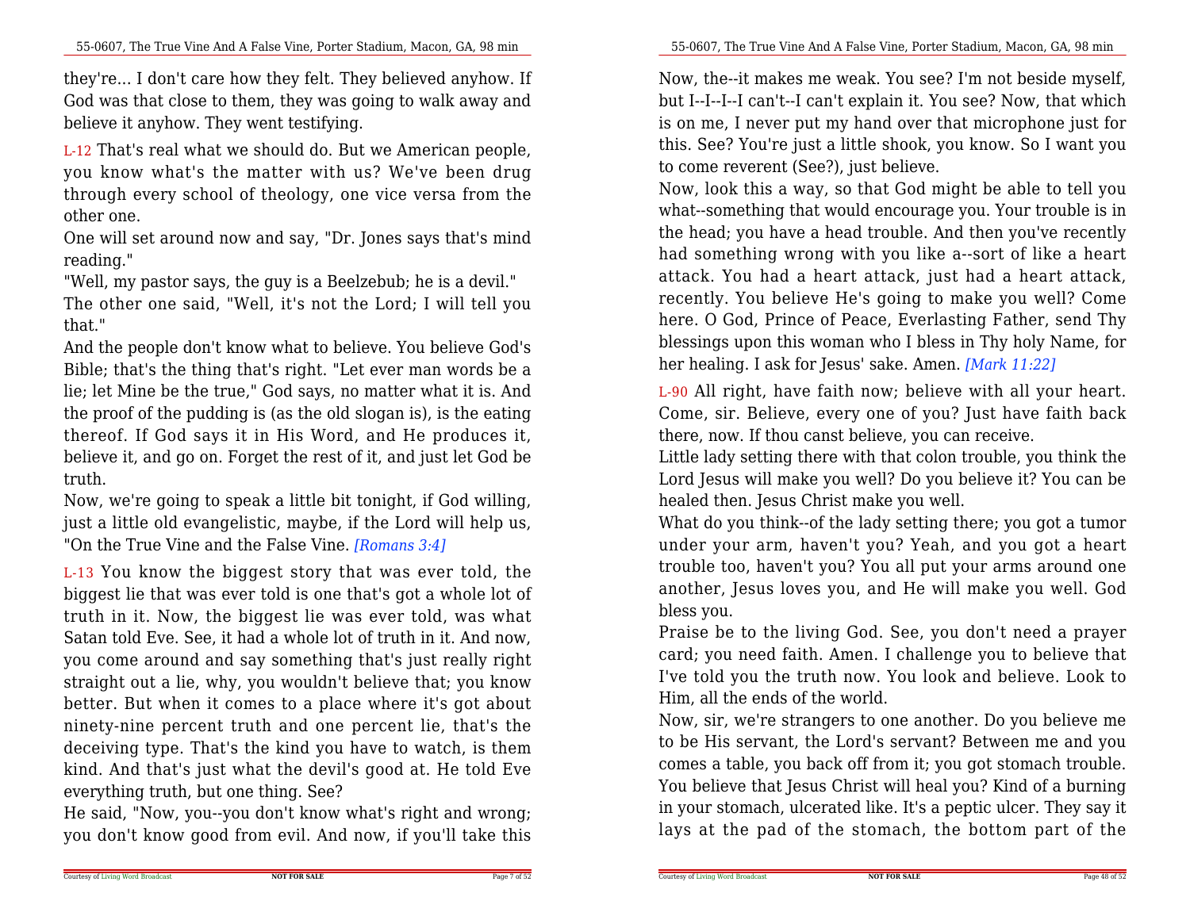they're... I don't care how they felt. They believed anyhow. If God was that close to them, they was going to walk away and believe it anyhow. They went testifying.

L-12 That's real what we should do. But we American people, you know what's the matter with us? We've been drug through every school of theology, one vice versa from the other one.

One will set around now and say, "Dr. Jones says that's mind reading."

"Well, my pastor says, the guy is a Beelzebub; he is a devil."

The other one said, "Well, it's not the Lord; I will tell you that."

And the people don't know what to believe. You believe God's Bible; that's the thing that's right. "Let ever man words be a lie; let Mine be the true," God says, no matter what it is. And the proof of the pudding is (as the old slogan is), is the eating thereof. If God says it in His Word, and He produces it, believe it, and go on. Forget the rest of it, and just let God be truth.

Now, we're going to speak a little bit tonight, if God willing, just a little old evangelistic, maybe, if the Lord will help us, "On the True Vine and the False Vine. *[Romans 3:4]*

L-13 You know the biggest story that was ever told, the biggest lie that was ever told is one that's got a whole lot of truth in it. Now, the biggest lie was ever told, was what Satan told Eve. See, it had a whole lot of truth in it. And now, you come around and say something that's just really right straight out a lie, why, you wouldn't believe that; you know better. But when it comes to a place where it's got about ninety-nine percent truth and one percent lie, that's the deceiving type. That's the kind you have to watch, is them kind. And that's just what the devil's good at. He told Eve everything truth, but one thing. See?

He said, "Now, you--you don't know what's right and wrong; you don't know good from evil. And now, if you'll take this

Now, the--it makes me weak. You see? I'm not beside myself, but I--I--I--I can't--I can't explain it. You see? Now, that which is on me, I never put my hand over that microphone just for this. See? You're just a little shook, you know. So I want you to come reverent (See?), just believe.

Now, look this a way, so that God might be able to tell you what--something that would encourage you. Your trouble is in the head; you have a head trouble. And then you've recently had something wrong with you like a--sort of like a heart attack. You had a heart attack, just had a heart attack, recently. You believe He's going to make you well? Come here. O God, Prince of Peace, Everlasting Father, send Thy blessings upon this woman who I bless in Thy holy Name, for her healing. I ask for Jesus' sake. Amen. *[Mark 11:22]*

L-90 All right, have faith now; believe with all your heart. Come, sir. Believe, every one of you? Just have faith back there, now. If thou canst believe, you can receive.

Little lady setting there with that colon trouble, you think the Lord Jesus will make you well? Do you believe it? You can be healed then. Jesus Christ make you well.

What do you think--of the lady setting there; you got a tumor under your arm, haven't you? Yeah, and you got a heart trouble too, haven't you? You all put your arms around one another, Jesus loves you, and He will make you well. God bless you.

Praise be to the living God. See, you don't need a prayer card; you need faith. Amen. I challenge you to believe that I've told you the truth now. You look and believe. Look to Him, all the ends of the world.

Now, sir, we're strangers to one another. Do you believe me to be His servant, the Lord's servant? Between me and you comes a table, you back off from it; you got stomach trouble. You believe that Jesus Christ will heal you? Kind of a burning in your stomach, ulcerated like. It's a peptic ulcer. They say it lays at the pad of the stomach, the bottom part of the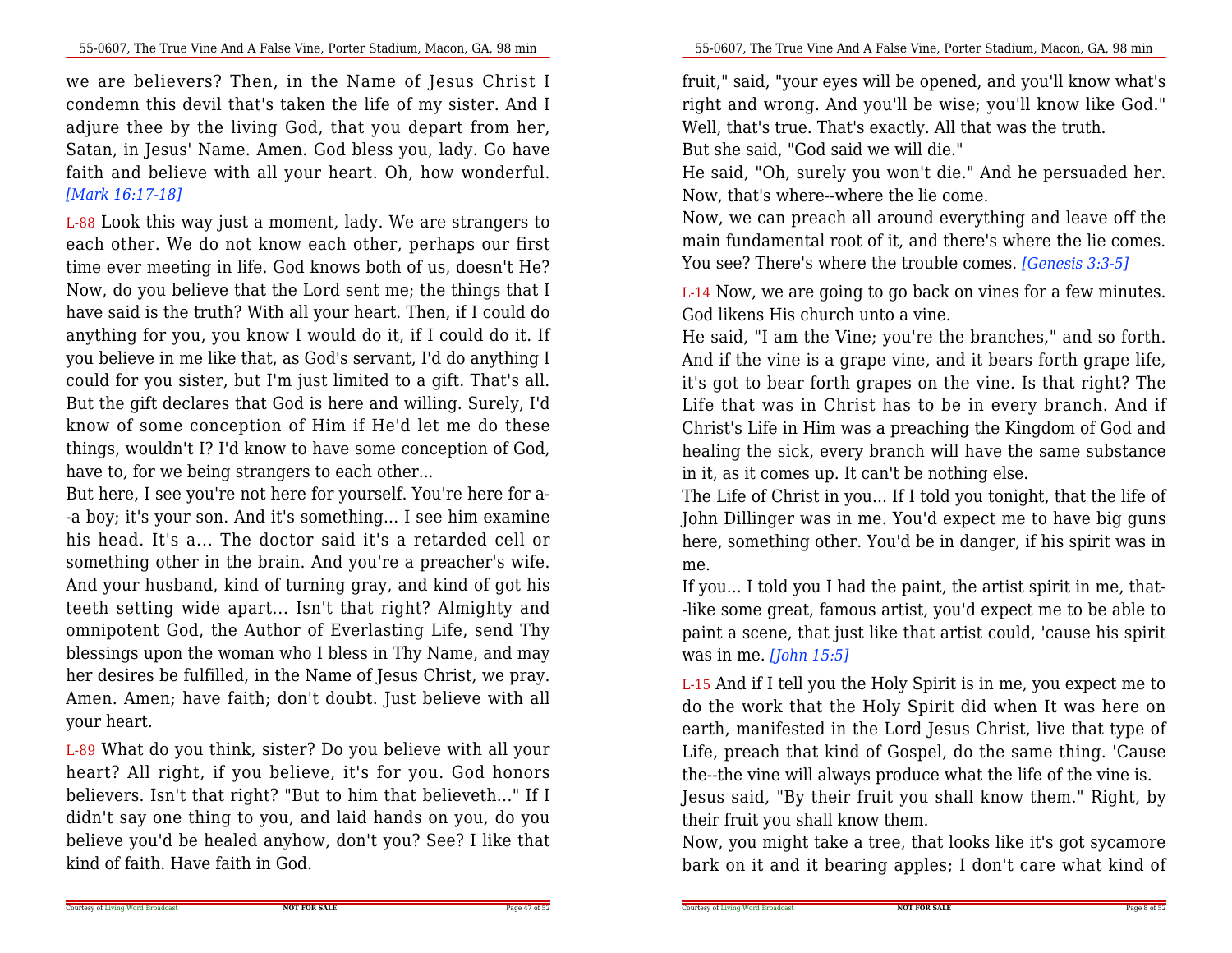we are believers? Then, in the Name of Jesus Christ I condemn this devil that's taken the life of my sister. And I adjure thee by the living God, that you depart from her, Satan, in Jesus' Name. Amen. God bless you, lady. Go have faith and believe with all your heart. Oh, how wonderful. *[Mark 16:17-18]*

L-88 Look this way just a moment, lady. We are strangers to each other. We do not know each other, perhaps our first time ever meeting in life. God knows both of us, doesn't He? Now, do you believe that the Lord sent me; the things that I have said is the truth? With all your heart. Then, if I could do anything for you, you know I would do it, if I could do it. If you believe in me like that, as God's servant, I'd do anything I could for you sister, but I'm just limited to a gift. That's all. But the gift declares that God is here and willing. Surely, I'd know of some conception of Him if He'd let me do these things, wouldn't I? I'd know to have some conception of God, have to, for we being strangers to each other...

But here, I see you're not here for yourself. You're here for a--a boy; it's your son. And it's something... I see him examine his head. It's a... The doctor said it's a retarded cell or something other in the brain. And you're a preacher's wife. And your husband, kind of turning gray, and kind of got his teeth setting wide apart... Isn't that right? Almighty and omnipotent God, the Author of Everlasting Life, send Thy blessings upon the woman who I bless in Thy Name, and may her desires be fulfilled, in the Name of Jesus Christ, we pray. Amen. Amen; have faith; don't doubt. Just believe with all your heart.

L-89 What do you think, sister? Do you believe with all your heart? All right, if you believe, it's for you. God honors believers. Isn't that right? "But to him that believeth..." If I didn't say one thing to you, and laid hands on you, do you believe you'd be healed anyhow, don't you? See? I like that kind of faith. Have faith in God.

fruit," said, "your eyes will be opened, and you'll know what's right and wrong. And you'll be wise; you'll know like God." Well, that's true. That's exactly. All that was the truth.

But she said, "God said we will die."

He said, "Oh, surely you won't die." And he persuaded her. Now, that's where--where the lie come.

Now, we can preach all around everything and leave off the main fundamental root of it, and there's where the lie comes. You see? There's where the trouble comes. *[Genesis 3:3-5]*

L-14 Now, we are going to go back on vines for a few minutes. God likens His church unto a vine.

He said, "I am the Vine; you're the branches," and so forth. And if the vine is a grape vine, and it bears forth grape life, it's got to bear forth grapes on the vine. Is that right? The Life that was in Christ has to be in every branch. And if Christ's Life in Him was a preaching the Kingdom of God and healing the sick, every branch will have the same substance in it, as it comes up. It can't be nothing else.

The Life of Christ in you... If I told you tonight, that the life of John Dillinger was in me. You'd expect me to have big guns here, something other. You'd be in danger, if his spirit was in me.

If you... I told you I had the paint, the artist spirit in me, that--like some great, famous artist, you'd expect me to be able to paint a scene, that just like that artist could, 'cause his spirit was in me. *[John 15:5]*

L-15 And if I tell you the Holy Spirit is in me, you expect me to do the work that the Holy Spirit did when It was here on earth, manifested in the Lord Jesus Christ, live that type of Life, preach that kind of Gospel, do the same thing. 'Cause the--the vine will always produce what the life of the vine is.

Jesus said, "By their fruit you shall know them." Right, by their fruit you shall know them.

Now, you might take a tree, that looks like it's got sycamore bark on it and it bearing apples; I don't care what kind of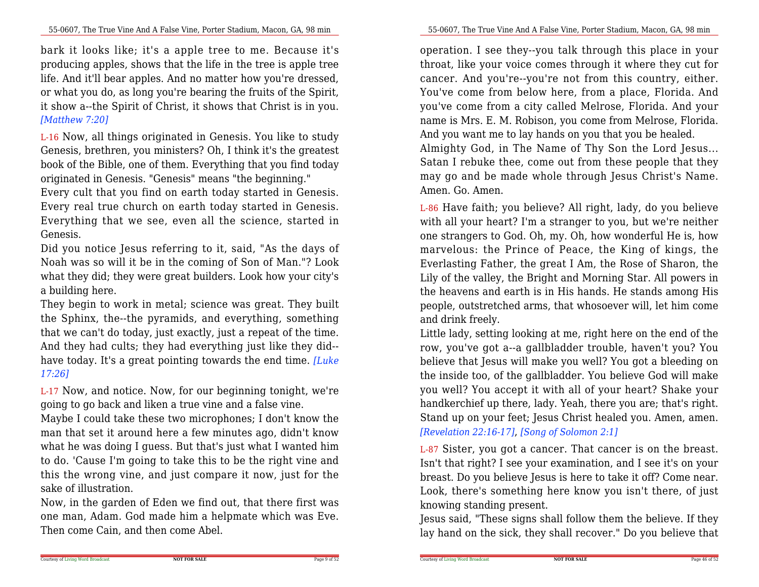bark it looks like; it's a apple tree to me. Because it's producing apples, shows that the life in the tree is apple tree life. And it'll bear apples. And no matter how you're dressed, or what you do, as long you're bearing the fruits of the Spirit, it show a--the Spirit of Christ, it shows that Christ is in you. *[Matthew 7:20]*

L-16 Now, all things originated in Genesis. You like to study Genesis, brethren, you ministers? Oh, I think it's the greatest book of the Bible, one of them. Everything that you find today originated in Genesis. "Genesis" means "the beginning."

Every cult that you find on earth today started in Genesis. Every real true church on earth today started in Genesis. Everything that we see, even all the science, started in Genesis.

Did you notice Jesus referring to it, said, "As the days of Noah was so will it be in the coming of Son of Man."? Look what they did; they were great builders. Look how your city's a building here.

They begin to work in metal; science was great. They built the Sphinx, the--the pyramids, and everything, something that we can't do today, just exactly, just a repeat of the time. And they had cults; they had everything just like they did--have today. It's a great pointing towards the end time. *[Luke 17:26]*

L-17 Now, and notice. Now, for our beginning tonight, we're going to go back and liken a true vine and a false vine.

Maybe I could take these two microphones; I don't know the man that set it around here a few minutes ago, didn't know what he was doing I guess. But that's just what I wanted him to do. 'Cause I'm going to take this to be the right vine and this the wrong vine, and just compare it now, just for the sake of illustration.

Now, in the garden of Eden we find out, that there first was one man, Adam. God made him a helpmate which was Eve. Then come Cain, and then come Abel.

operation. I see they--you talk through this place in your throat, like your voice comes through it where they cut for cancer. And you're--you're not from this country, either. You've come from below here, from a place, Florida. And you've come from a city called Melrose, Florida. And your name is Mrs. E. M. Robison, you come from Melrose, Florida. And you want me to lay hands on you that you be healed.

Almighty God, in The Name of Thy Son the Lord Jesus... Satan I rebuke thee, come out from these people that they may go and be made whole through Jesus Christ's Name. Amen. Go. Amen.

L-86 Have faith; you believe? All right, lady, do you believe with all your heart? I'm a stranger to you, but we're neither one strangers to God. Oh, my. Oh, how wonderful He is, how marvelous: the Prince of Peace, the King of kings, the Everlasting Father, the great I Am, the Rose of Sharon, the Lily of the valley, the Bright and Morning Star. All powers in the heavens and earth is in His hands. He stands among His people, outstretched arms, that whosoever will, let him come and drink freely.

Little lady, setting looking at me, right here on the end of the row, you've got a--a gallbladder trouble, haven't you? You believe that Jesus will make you well? You got a bleeding on the inside too, of the gallbladder. You believe God will make you well? You accept it with all of your heart? Shake your handkerchief up there, lady. Yeah, there you are; that's right. Stand up on your feet; Jesus Christ healed you. Amen, amen. *[Revelation 22:16-17]*, *[Song of Solomon 2:1]*

L-87 Sister, you got a cancer. That cancer is on the breast. Isn't that right? I see your examination, and I see it's on your breast. Do you believe Jesus is here to take it off? Come near. Look, there's something here know you isn't there, of just knowing standing present.

Jesus said, "These signs shall follow them the believe. If they lay hand on the sick, they shall recover." Do you believe that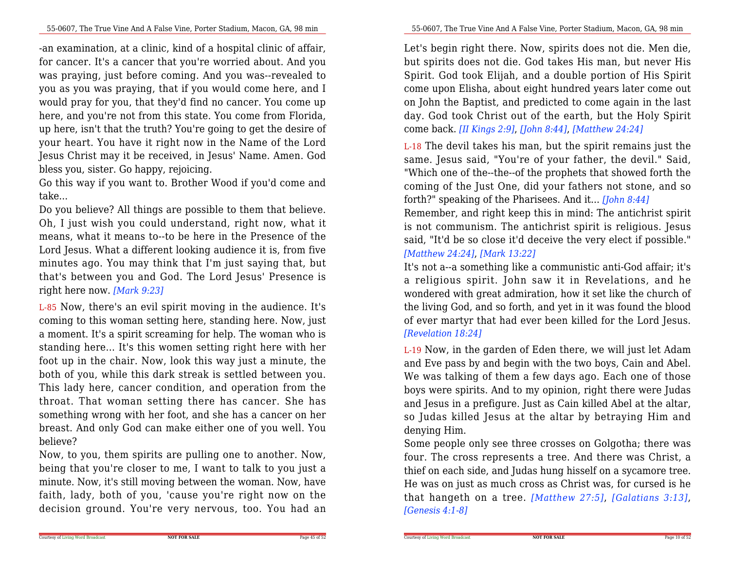-an examination, at a clinic, kind of a hospital clinic of affair, for cancer. It's a cancer that you're worried about. And you was praying, just before coming. And you was--revealed to you as you was praying, that if you would come here, and I would pray for you, that they'd find no cancer. You come up here, and you're not from this state. You come from Florida, up here, isn't that the truth? You're going to get the desire of your heart. You have it right now in the Name of the Lord Jesus Christ may it be received, in Jesus' Name. Amen. God bless you, sister. Go happy, rejoicing.

Go this way if you want to. Brother Wood if you'd come and take...

Do you believe? All things are possible to them that believe. Oh, I just wish you could understand, right now, what it means, what it means to--to be here in the Presence of the Lord Jesus. What a different looking audience it is, from five minutes ago. You may think that I'm just saying that, but that's between you and God. The Lord Jesus' Presence is right here now. *[Mark 9:23]*

L-85 Now, there's an evil spirit moving in the audience. It's coming to this woman setting here, standing here. Now, just a moment. It's a spirit screaming for help. The woman who is standing here... It's this women setting right here with her foot up in the chair. Now, look this way just a minute, the both of you, while this dark streak is settled between you. This lady here, cancer condition, and operation from the throat. That woman setting there has cancer. She has something wrong with her foot, and she has a cancer on her breast. And only God can make either one of you well. You believe?

Now, to you, them spirits are pulling one to another. Now, being that you're closer to me, I want to talk to you just a minute. Now, it's still moving between the woman. Now, have faith, lady, both of you, 'cause you're right now on the decision ground. You're very nervous, too. You had an

Let's begin right there. Now, spirits does not die. Men die, but spirits does not die. God takes His man, but never His Spirit. God took Elijah, and a double portion of His Spirit come upon Elisha, about eight hundred years later come out on John the Baptist, and predicted to come again in the last day. God took Christ out of the earth, but the Holy Spirit come back. *[II Kings 2:9]*, *[John 8:44]*, *[Matthew 24:24]*

L-18 The devil takes his man, but the spirit remains just the same. Jesus said, "You're of your father, the devil." Said, "Which one of the--the--of the prophets that showed forth the coming of the Just One, did your fathers not stone, and so forth?" speaking of the Pharisees. And it... *[John 8:44]*

Remember, and right keep this in mind: The antichrist spirit is not communism. The antichrist spirit is religious. Jesus said, "It'd be so close it'd deceive the very elect if possible." *[Matthew 24:24]*, *[Mark 13:22]*

It's not a--a something like a communistic anti-God affair; it's a religious spirit. John saw it in Revelations, and he wondered with great admiration, how it set like the church of the living God, and so forth, and yet in it was found the blood of ever martyr that had ever been killed for the Lord Jesus. *[Revelation 18:24]*

L-19 Now, in the garden of Eden there, we will just let Adam and Eve pass by and begin with the two boys, Cain and Abel. We was talking of them a few days ago. Each one of those boys were spirits. And to my opinion, right there were Judas and Jesus in a prefigure. Just as Cain killed Abel at the altar, so Judas killed Jesus at the altar by betraying Him and denying Him.

Some people only see three crosses on Golgotha; there was four. The cross represents a tree. And there was Christ, a thief on each side, and Judas hung hisself on a sycamore tree. He was on just as much cross as Christ was, for cursed is he that hangeth on a tree. *[Matthew 27:5]*, *[Galatians 3:13]*, *[Genesis 4:1-8]*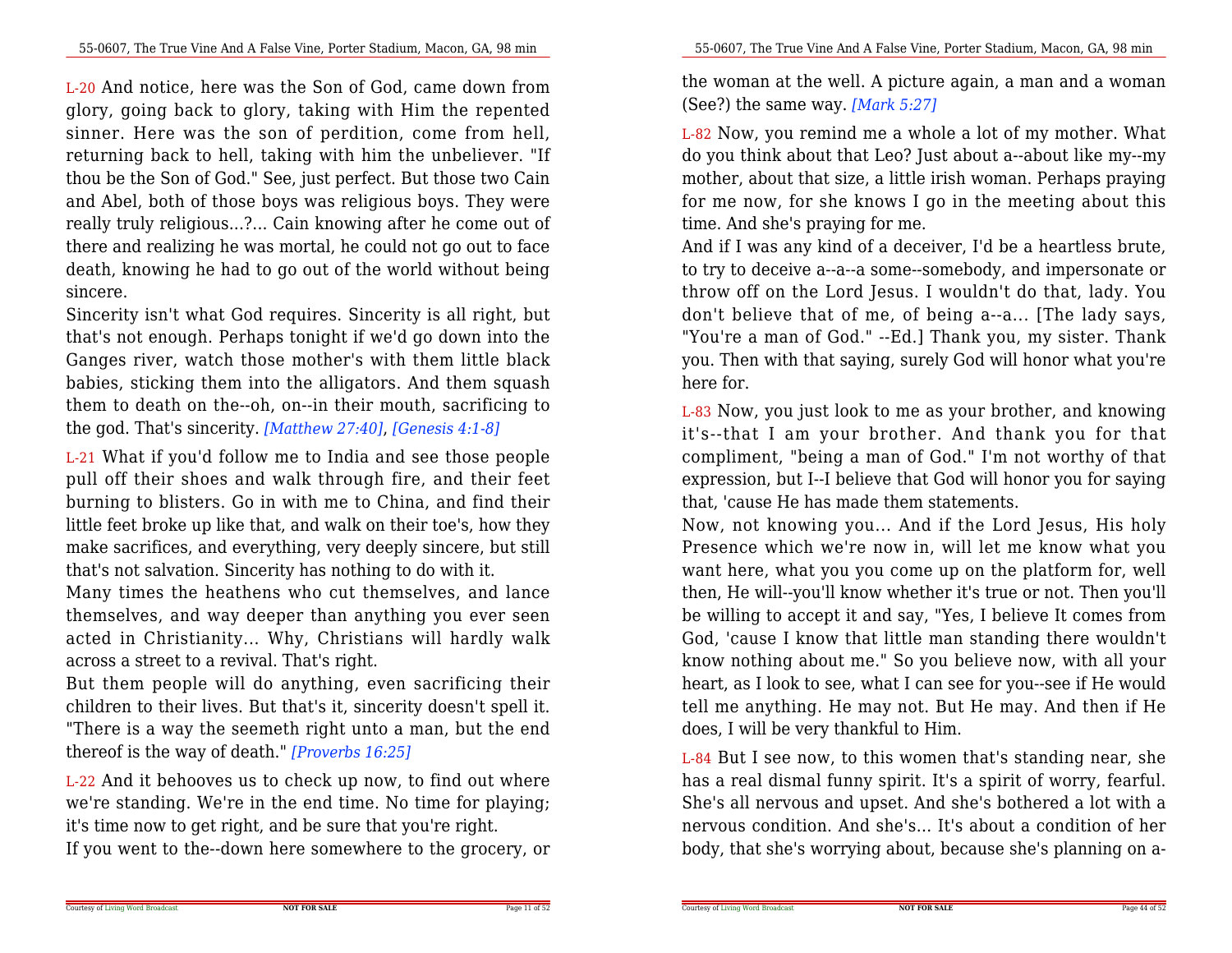L-20 And notice, here was the Son of God, came down from glory, going back to glory, taking with Him the repented sinner. Here was the son of perdition, come from hell, returning back to hell, taking with him the unbeliever. "If thou be the Son of God." See, just perfect. But those two Cain and Abel, both of those boys was religious boys. They were really truly religious...?... Cain knowing after he come out of there and realizing he was mortal, he could not go out to face death, knowing he had to go out of the world without being sincere.

Sincerity isn't what God requires. Sincerity is all right, but that's not enough. Perhaps tonight if we'd go down into the Ganges river, watch those mother's with them little black babies, sticking them into the alligators. And them squash them to death on the--oh, on--in their mouth, sacrificing to the god. That's sincerity. *[Matthew 27:40]*, *[Genesis 4:1-8]*

L-21 What if you'd follow me to India and see those people pull off their shoes and walk through fire, and their feet burning to blisters. Go in with me to China, and find their little feet broke up like that, and walk on their toe's, how they make sacrifices, and everything, very deeply sincere, but still that's not salvation. Sincerity has nothing to do with it.

Many times the heathens who cut themselves, and lance themselves, and way deeper than anything you ever seen acted in Christianity... Why, Christians will hardly walk across a street to a revival. That's right.

But them people will do anything, even sacrificing their children to their lives. But that's it, sincerity doesn't spell it. "There is a way the seemeth right unto a man, but the end thereof is the way of death." *[Proverbs 16:25]*

L-22 And it behooves us to check up now, to find out where we're standing. We're in the end time. No time for playing; it's time now to get right, and be sure that you're right.

If you went to the--down here somewhere to the grocery, or

the woman at the well. A picture again, a man and a woman (See?) the same way. *[Mark 5:27]*

L-82 Now, you remind me a whole a lot of my mother. What do you think about that Leo? Just about a--about like my--my mother, about that size, a little irish woman. Perhaps praying for me now, for she knows I go in the meeting about this time. And she's praying for me.

And if I was any kind of a deceiver, I'd be a heartless brute, to try to deceive a--a--a some--somebody, and impersonate or throw off on the Lord Jesus. I wouldn't do that, lady. You don't believe that of me, of being a--a... [The lady says, "You're a man of God." --Ed.] Thank you, my sister. Thank you. Then with that saying, surely God will honor what you're here for.

L-83 Now, you just look to me as your brother, and knowing it's--that I am your brother. And thank you for that compliment, "being a man of God." I'm not worthy of that expression, but I--I believe that God will honor you for saying that, 'cause He has made them statements.

Now, not knowing you... And if the Lord Jesus, His holy Presence which we're now in, will let me know what you want here, what you you come up on the platform for, well then, He will--you'll know whether it's true or not. Then you'll be willing to accept it and say, "Yes, I believe It comes from God, 'cause I know that little man standing there wouldn't know nothing about me." So you believe now, with all your heart, as I look to see, what I can see for you--see if He would tell me anything. He may not. But He may. And then if He does, I will be very thankful to Him.

L-84 But I see now, to this women that's standing near, she has a real dismal funny spirit. It's a spirit of worry, fearful. She's all nervous and upset. And she's bothered a lot with a nervous condition. And she's... It's about a condition of her body, that she's worrying about, because she's planning on a-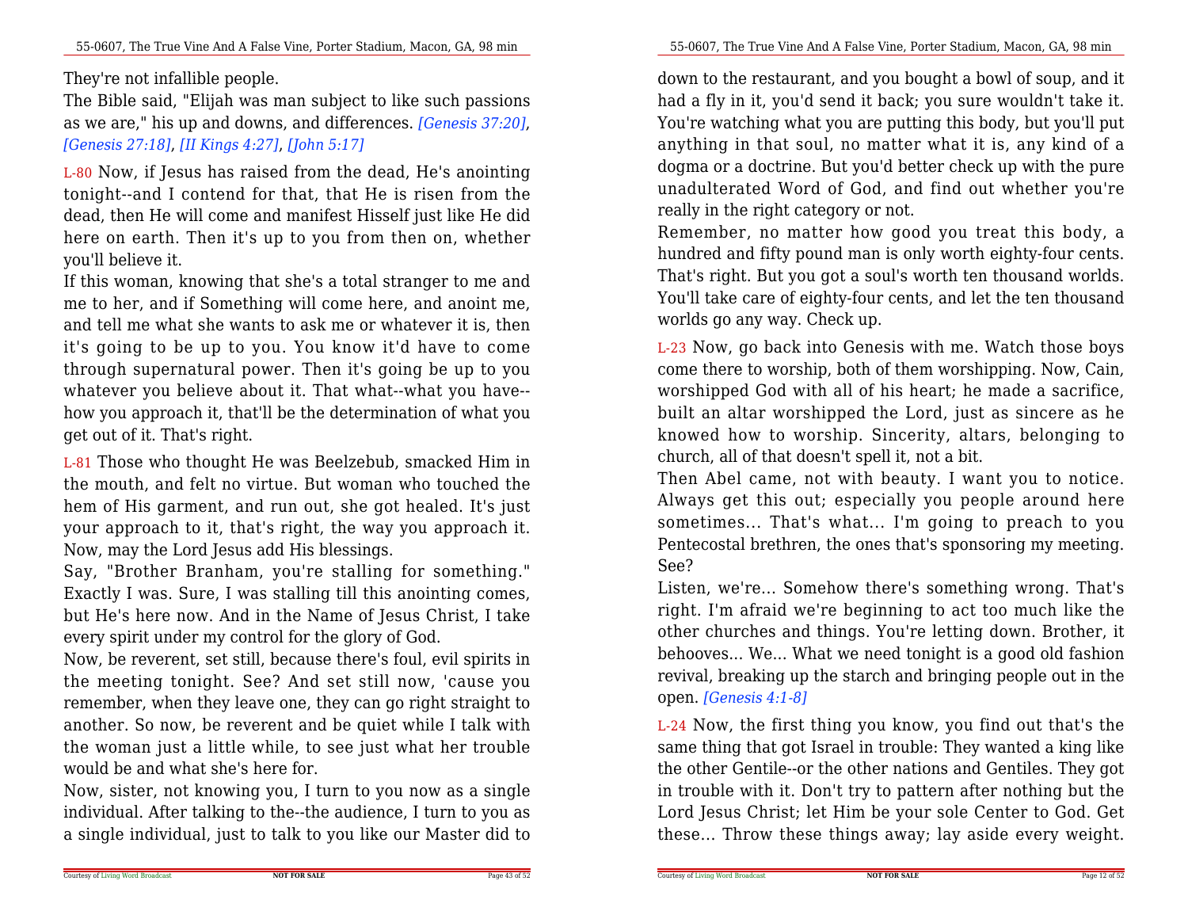They're not infallible people.

The Bible said, "Elijah was man subject to like such passions as we are," his up and downs, and differences. *[Genesis 37:20]*, *[Genesis 27:18]*, *[II Kings 4:27]*, *[John 5:17]*

L-80 Now, if Jesus has raised from the dead, He's anointing tonight--and I contend for that, that He is risen from the dead, then He will come and manifest Hisself just like He did here on earth. Then it's up to you from then on, whether you'll believe it.

If this woman, knowing that she's a total stranger to me and me to her, and if Something will come here, and anoint me, and tell me what she wants to ask me or whatever it is, then it's going to be up to you. You know it'd have to come through supernatural power. Then it's going be up to you whatever you believe about it. That what--what you have--how you approach it, that'll be the determination of what you get out of it. That's right.

L-81 Those who thought He was Beelzebub, smacked Him in the mouth, and felt no virtue. But woman who touched the hem of His garment, and run out, she got healed. It's just your approach to it, that's right, the way you approach it. Now, may the Lord Jesus add His blessings.

Say, "Brother Branham, you're stalling for something." Exactly I was. Sure, I was stalling till this anointing comes, but He's here now. And in the Name of Jesus Christ, I take every spirit under my control for the glory of God.

Now, be reverent, set still, because there's foul, evil spirits in the meeting tonight. See? And set still now, 'cause you remember, when they leave one, they can go right straight to another. So now, be reverent and be quiet while I talk with the woman just a little while, to see just what her trouble would be and what she's here for.

Now, sister, not knowing you, I turn to you now as a single individual. After talking to the--the audience, I turn to you as a single individual, just to talk to you like our Master did to

down to the restaurant, and you bought a bowl of soup, and it had a fly in it, you'd send it back; you sure wouldn't take it. You're watching what you are putting this body, but you'll put anything in that soul, no matter what it is, any kind of a dogma or a doctrine. But you'd better check up with the pure unadulterated Word of God, and find out whether you're really in the right category or not.

Remember, no matter how good you treat this body, a hundred and fifty pound man is only worth eighty-four cents. That's right. But you got a soul's worth ten thousand worlds. You'll take care of eighty-four cents, and let the ten thousand worlds go any way. Check up.

L-23 Now, go back into Genesis with me. Watch those boys come there to worship, both of them worshipping. Now, Cain, worshipped God with all of his heart; he made a sacrifice, built an altar worshipped the Lord, just as sincere as he knowed how to worship. Sincerity, altars, belonging to church, all of that doesn't spell it, not a bit.

Then Abel came, not with beauty. I want you to notice. Always get this out; especially you people around here sometimes... That's what... I'm going to preach to you Pentecostal brethren, the ones that's sponsoring my meeting. See?

Listen, we're... Somehow there's something wrong. That's right. I'm afraid we're beginning to act too much like the other churches and things. You're letting down. Brother, it behooves... We... What we need tonight is a good old fashion revival, breaking up the starch and bringing people out in the open. *[Genesis 4:1-8]*

L-24 Now, the first thing you know, you find out that's the same thing that got Israel in trouble: They wanted a king like the other Gentile--or the other nations and Gentiles. They got in trouble with it. Don't try to pattern after nothing but the Lord Jesus Christ; let Him be your sole Center to God. Get these... Throw these things away; lay aside every weight.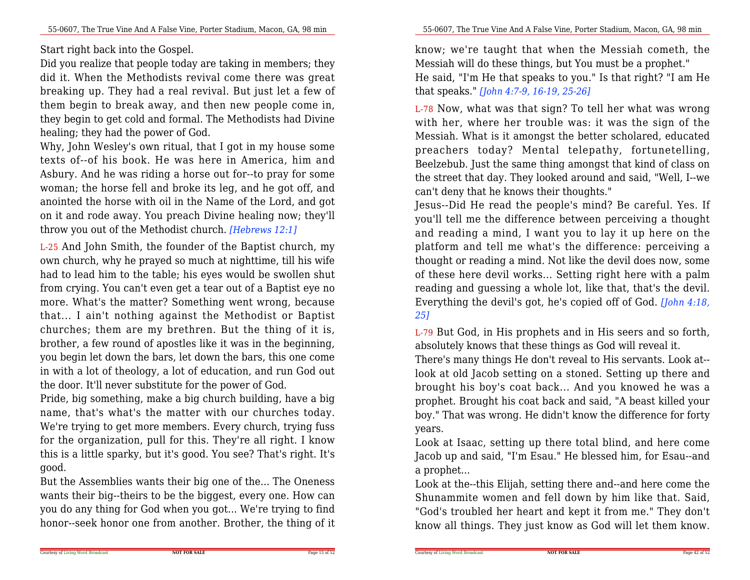Start right back into the Gospel.

Did you realize that people today are taking in members; they did it. When the Methodists revival come there was great breaking up. They had a real revival. But just let a few of them begin to break away, and then new people come in, they begin to get cold and formal. The Methodists had Divine healing; they had the power of God.

Why, John Wesley's own ritual, that I got in my house some texts of--of his book. He was here in America, him and Asbury. And he was riding a horse out for--to pray for some woman; the horse fell and broke its leg, and he got off, and anointed the horse with oil in the Name of the Lord, and got on it and rode away. You preach Divine healing now; they'll throw you out of the Methodist church. *[Hebrews 12:1]*

L-25 And John Smith, the founder of the Baptist church, my own church, why he prayed so much at nighttime, till his wife had to lead him to the table; his eyes would be swollen shut from crying. You can't even get a tear out of a Baptist eye no more. What's the matter? Something went wrong, because that... I ain't nothing against the Methodist or Baptist churches; them are my brethren. But the thing of it is, brother, a few round of apostles like it was in the beginning, you begin let down the bars, let down the bars, this one come in with a lot of theology, a lot of education, and run God out the door. It'll never substitute for the power of God.

Pride, big something, make a big church building, have a big name, that's what's the matter with our churches today. We're trying to get more members. Every church, trying fuss for the organization, pull for this. They're all right. I know this is a little sparky, but it's good. You see? That's right. It's good.

But the Assemblies wants their big one of the... The Oneness wants their big--theirs to be the biggest, every one. How can you do any thing for God when you got... We're trying to find honor--seek honor one from another. Brother, the thing of it

know; we're taught that when the Messiah cometh, the Messiah will do these things, but You must be a prophet."

He said, "I'm He that speaks to you." Is that right? "I am He that speaks." *[John 4:7-9, 16-19, 25-26]*

L-78 Now, what was that sign? To tell her what was wrong with her, where her trouble was: it was the sign of the Messiah. What is it amongst the better scholared, educated preachers today? Mental telepathy, fortunetelling, Beelzebub. Just the same thing amongst that kind of class on the street that day. They looked around and said, "Well, I--we can't deny that he knows their thoughts."

Jesus--Did He read the people's mind? Be careful. Yes. If you'll tell me the difference between perceiving a thought and reading a mind, I want you to lay it up here on the platform and tell me what's the difference: perceiving a thought or reading a mind. Not like the devil does now, some of these here devil works... Setting right here with a palm reading and guessing a whole lot, like that, that's the devil. Everything the devil's got, he's copied off of God. *[John 4:18, 25]*

L-79 But God, in His prophets and in His seers and so forth, absolutely knows that these things as God will reveal it.

There's many things He don't reveal to His servants. Look at--look at old Jacob setting on a stoned. Setting up there and brought his boy's coat back... And you knowed he was a prophet. Brought his coat back and said, "A beast killed your boy." That was wrong. He didn't know the difference for forty years.

Look at Isaac, setting up there total blind, and here come Jacob up and said, "I'm Esau." He blessed him, for Esau--and a prophet...

Look at the--this Elijah, setting there and--and here come the Shunammite women and fell down by him like that. Said, "God's troubled her heart and kept it from me." They don't know all things. They just know as God will let them know.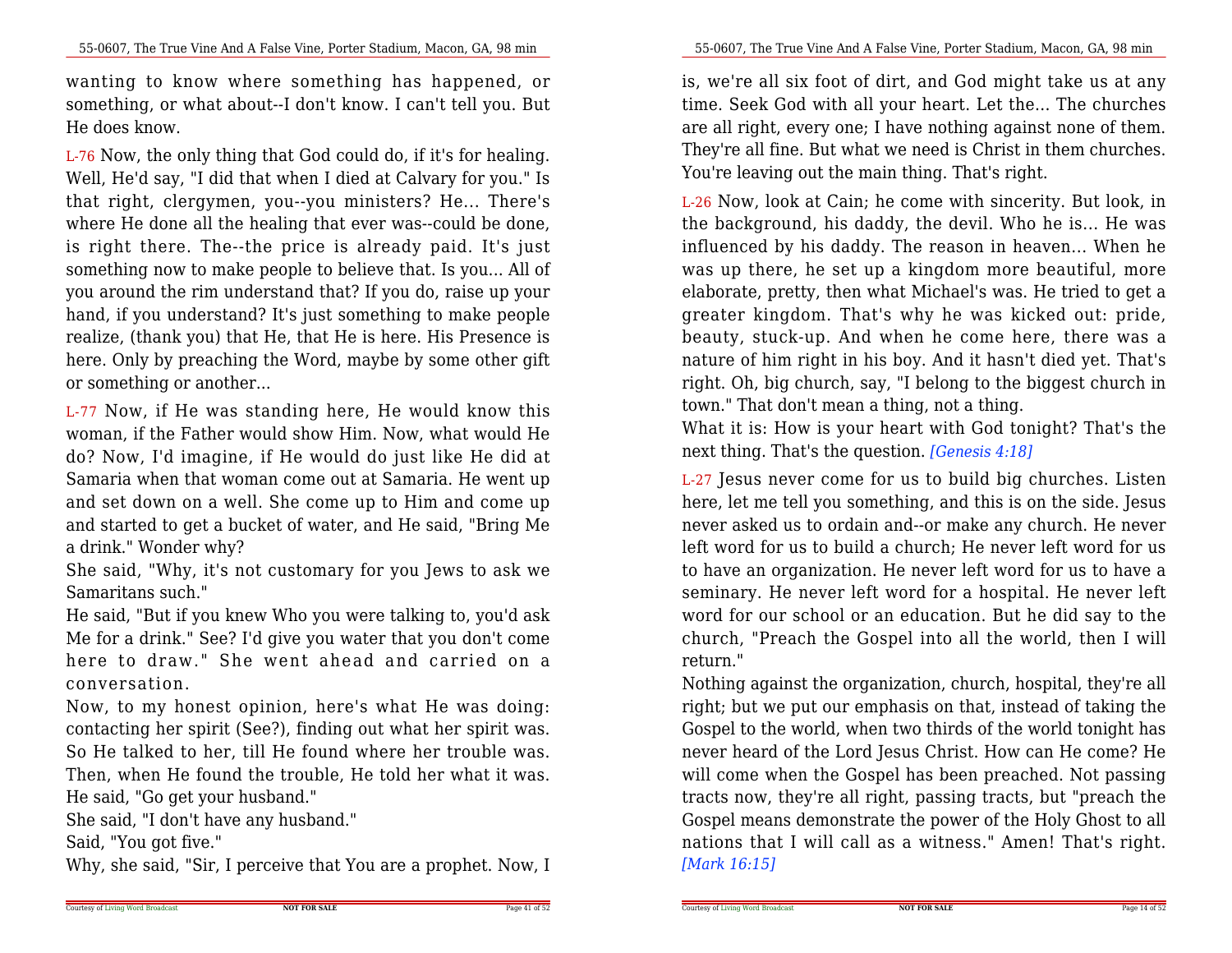wanting to know where something has happened, or something, or what about--I don't know. I can't tell you. But He does know.

L-76 Now, the only thing that God could do, if it's for healing. Well, He'd say, "I did that when I died at Calvary for you." Is that right, clergymen, you--you ministers? He... There's where He done all the healing that ever was--could be done, is right there. The--the price is already paid. It's just something now to make people to believe that. Is you... All of you around the rim understand that? If you do, raise up your hand, if you understand? It's just something to make people realize, (thank you) that He, that He is here. His Presence is here. Only by preaching the Word, maybe by some other gift or something or another...

L-77 Now, if He was standing here, He would know this woman, if the Father would show Him. Now, what would He do? Now, I'd imagine, if He would do just like He did at Samaria when that woman come out at Samaria. He went up and set down on a well. She come up to Him and come up and started to get a bucket of water, and He said, "Bring Me a drink." Wonder why?

She said, "Why, it's not customary for you Jews to ask we Samaritans such."

He said, "But if you knew Who you were talking to, you'd ask Me for a drink." See? I'd give you water that you don't come here to draw." She went ahead and carried on a conversation.

Now, to my honest opinion, here's what He was doing: contacting her spirit (See?), finding out what her spirit was. So He talked to her, till He found where her trouble was. Then, when He found the trouble, He told her what it was. He said, "Go get your husband."

She said, "I don't have any husband."

Said, "You got five."

Why, she said, "Sir, I perceive that You are a prophet. Now, I

is, we're all six foot of dirt, and God might take us at any time. Seek God with all your heart. Let the... The churches are all right, every one; I have nothing against none of them. They're all fine. But what we need is Christ in them churches. You're leaving out the main thing. That's right.

L-26 Now, look at Cain; he come with sincerity. But look, in the background, his daddy, the devil. Who he is... He was influenced by his daddy. The reason in heaven... When he was up there, he set up a kingdom more beautiful, more elaborate, pretty, then what Michael's was. He tried to get a greater kingdom. That's why he was kicked out: pride, beauty, stuck-up. And when he come here, there was a nature of him right in his boy. And it hasn't died yet. That's right. Oh, big church, say, "I belong to the biggest church in town." That don't mean a thing, not a thing.

What it is: How is your heart with God tonight? That's the next thing. That's the question. *[Genesis 4:18]*

L-27 Jesus never come for us to build big churches. Listen here, let me tell you something, and this is on the side. Jesus never asked us to ordain and--or make any church. He never left word for us to build a church; He never left word for us to have an organization. He never left word for us to have a seminary. He never left word for a hospital. He never left word for our school or an education. But he did say to the church, "Preach the Gospel into all the world, then I will return."

Nothing against the organization, church, hospital, they're all right; but we put our emphasis on that, instead of taking the Gospel to the world, when two thirds of the world tonight has never heard of the Lord Jesus Christ. How can He come? He will come when the Gospel has been preached. Not passing tracts now, they're all right, passing tracts, but "preach the Gospel means demonstrate the power of the Holy Ghost to all nations that I will call as a witness." Amen! That's right. *[Mark 16:15]*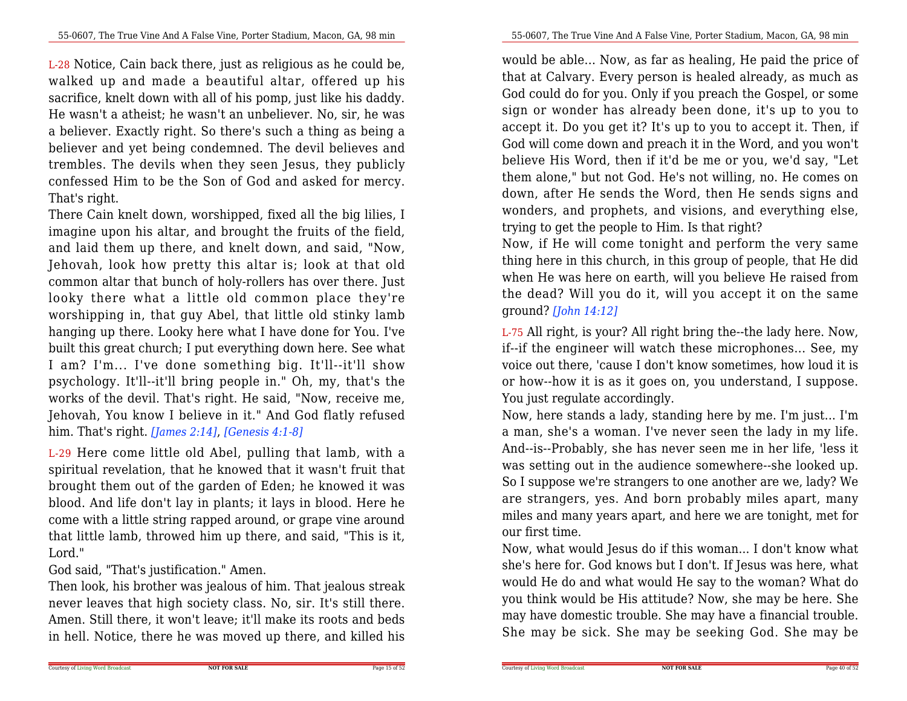L-28 Notice, Cain back there, just as religious as he could be, walked up and made a beautiful altar, offered up his sacrifice, knelt down with all of his pomp, just like his daddy. He wasn't a atheist; he wasn't an unbeliever. No, sir, he was a believer. Exactly right. So there's such a thing as being a believer and yet being condemned. The devil believes and trembles. The devils when they seen Jesus, they publicly confessed Him to be the Son of God and asked for mercy. That's right.

There Cain knelt down, worshipped, fixed all the big lilies, I imagine upon his altar, and brought the fruits of the field, and laid them up there, and knelt down, and said, "Now, Jehovah, look how pretty this altar is; look at that old common altar that bunch of holy-rollers has over there. Just looky there what a little old common place they're worshipping in, that guy Abel, that little old stinky lamb hanging up there. Looky here what I have done for You. I've built this great church; I put everything down here. See what I am? I'm... I've done something big. It'll--it'll show psychology. It'll--it'll bring people in." Oh, my, that's the works of the devil. That's right. He said, "Now, receive me, Jehovah, You know I believe in it." And God flatly refused him. That's right. *[James 2:14]*, *[Genesis 4:1-8]*

L-29 Here come little old Abel, pulling that lamb, with a spiritual revelation, that he knowed that it wasn't fruit that brought them out of the garden of Eden; he knowed it was blood. And life don't lay in plants; it lays in blood. Here he come with a little string rapped around, or grape vine around that little lamb, throwed him up there, and said, "This is it, Lord."

God said, "That's justification." Amen.

Then look, his brother was jealous of him. That jealous streak never leaves that high society class. No, sir. It's still there. Amen. Still there, it won't leave; it'll make its roots and beds in hell. Notice, there he was moved up there, and killed his

would be able... Now, as far as healing, He paid the price of that at Calvary. Every person is healed already, as much as God could do for you. Only if you preach the Gospel, or some sign or wonder has already been done, it's up to you to accept it. Do you get it? It's up to you to accept it. Then, if God will come down and preach it in the Word, and you won't believe His Word, then if it'd be me or you, we'd say, "Let them alone," but not God. He's not willing, no. He comes on down, after He sends the Word, then He sends signs and wonders, and prophets, and visions, and everything else, trying to get the people to Him. Is that right?

Now, if He will come tonight and perform the very same thing here in this church, in this group of people, that He did when He was here on earth, will you believe He raised from the dead? Will you do it, will you accept it on the same ground? *[John 14:12]*

L-75 All right, is your? All right bring the--the lady here. Now, if--if the engineer will watch these microphones... See, my voice out there, 'cause I don't know sometimes, how loud it is or how--how it is as it goes on, you understand, I suppose. You just regulate accordingly.

Now, here stands a lady, standing here by me. I'm just... I'm a man, she's a woman. I've never seen the lady in my life. And--is--Probably, she has never seen me in her life, 'less it was setting out in the audience somewhere--she looked up. So I suppose we're strangers to one another are we, lady? We are strangers, yes. And born probably miles apart, many miles and many years apart, and here we are tonight, met for our first time.

Now, what would Jesus do if this woman... I don't know what she's here for. God knows but I don't. If Jesus was here, what would He do and what would He say to the woman? What do you think would be His attitude? Now, she may be here. She may have domestic trouble. She may have a financial trouble. She may be sick. She may be seeking God. She may be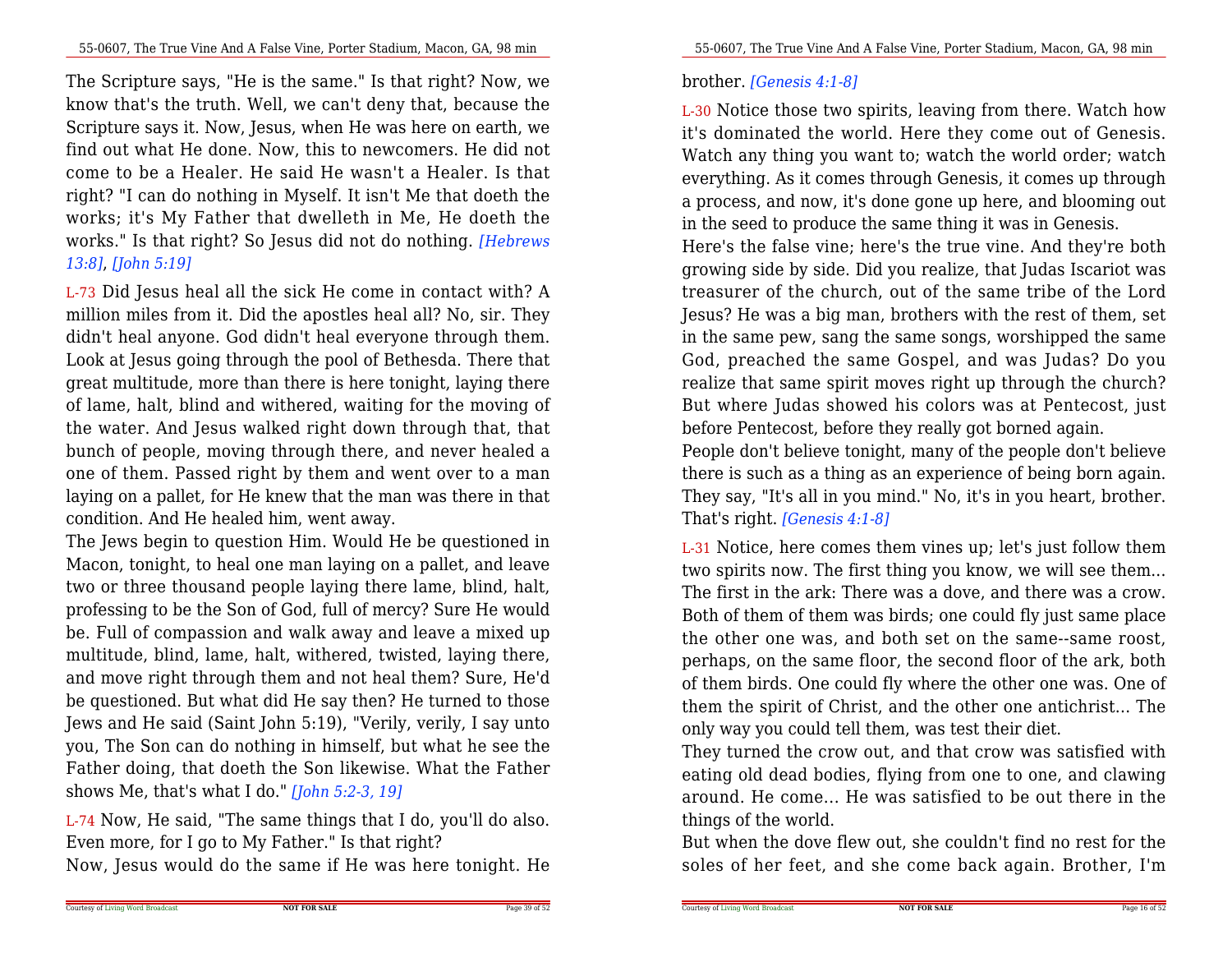The Scripture says, "He is the same." Is that right? Now, we know that's the truth. Well, we can't deny that, because the Scripture says it. Now, Jesus, when He was here on earth, we find out what He done. Now, this to newcomers. He did not come to be a Healer. He said He wasn't a Healer. Is that right? "I can do nothing in Myself. It isn't Me that doeth the works; it's My Father that dwelleth in Me, He doeth the works." Is that right? So Jesus did not do nothing. *[Hebrews 13:8]*, *[John 5:19]*

L-73 Did Jesus heal all the sick He come in contact with? A million miles from it. Did the apostles heal all? No, sir. They didn't heal anyone. God didn't heal everyone through them. Look at Jesus going through the pool of Bethesda. There that great multitude, more than there is here tonight, laying there of lame, halt, blind and withered, waiting for the moving of the water. And Jesus walked right down through that, that bunch of people, moving through there, and never healed a one of them. Passed right by them and went over to a man laying on a pallet, for He knew that the man was there in that condition. And He healed him, went away.

The Jews begin to question Him. Would He be questioned in Macon, tonight, to heal one man laying on a pallet, and leave two or three thousand people laying there lame, blind, halt, professing to be the Son of God, full of mercy? Sure He would be. Full of compassion and walk away and leave a mixed up multitude, blind, lame, halt, withered, twisted, laying there, and move right through them and not heal them? Sure, He'd be questioned. But what did He say then? He turned to those Jews and He said (Saint John 5:19), "Verily, verily, I say unto you, The Son can do nothing in himself, but what he see the Father doing, that doeth the Son likewise. What the Father shows Me, that's what I do." *[John 5:2-3, 19]*

L-74 Now, He said, "The same things that I do, you'll do also. Even more, for I go to My Father." Is that right?

Now, Jesus would do the same if He was here tonight. He

brother. *[Genesis 4:1-8]*

L-30 Notice those two spirits, leaving from there. Watch how it's dominated the world. Here they come out of Genesis. Watch any thing you want to; watch the world order; watch everything. As it comes through Genesis, it comes up through a process, and now, it's done gone up here, and blooming out in the seed to produce the same thing it was in Genesis.

Here's the false vine; here's the true vine. And they're both growing side by side. Did you realize, that Judas Iscariot was treasurer of the church, out of the same tribe of the Lord Jesus? He was a big man, brothers with the rest of them, set in the same pew, sang the same songs, worshipped the same God, preached the same Gospel, and was Judas? Do you realize that same spirit moves right up through the church? But where Judas showed his colors was at Pentecost, just before Pentecost, before they really got borned again.

People don't believe tonight, many of the people don't believe there is such as a thing as an experience of being born again. They say, "It's all in you mind." No, it's in you heart, brother. That's right. *[Genesis 4:1-8]*

L-31 Notice, here comes them vines up; let's just follow them two spirits now. The first thing you know, we will see them... The first in the ark: There was a dove, and there was a crow. Both of them of them was birds; one could fly just same place the other one was, and both set on the same--same roost, perhaps, on the same floor, the second floor of the ark, both of them birds. One could fly where the other one was. One of them the spirit of Christ, and the other one antichrist... The only way you could tell them, was test their diet.

They turned the crow out, and that crow was satisfied with eating old dead bodies, flying from one to one, and clawing around. He come... He was satisfied to be out there in the things of the world.

But when the dove flew out, she couldn't find no rest for the soles of her feet, and she come back again. Brother, I'm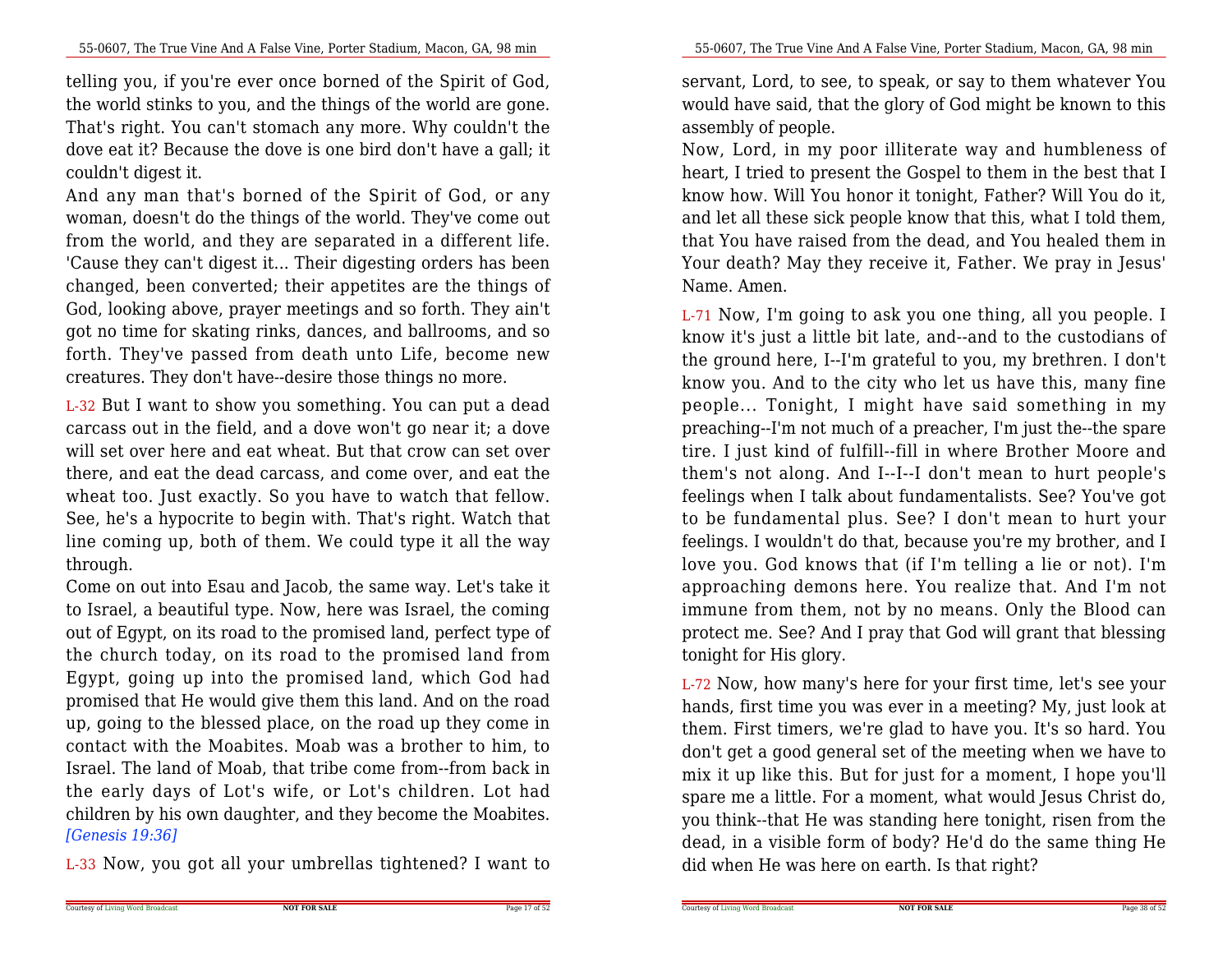telling you, if you're ever once borned of the Spirit of God, the world stinks to you, and the things of the world are gone. That's right. You can't stomach any more. Why couldn't the dove eat it? Because the dove is one bird don't have a gall; it couldn't digest it.

And any man that's borned of the Spirit of God, or any woman, doesn't do the things of the world. They've come out from the world, and they are separated in a different life. 'Cause they can't digest it... Their digesting orders has been changed, been converted; their appetites are the things of God, looking above, prayer meetings and so forth. They ain't got no time for skating rinks, dances, and ballrooms, and so forth. They've passed from death unto Life, become new creatures. They don't have--desire those things no more.

L-32 But I want to show you something. You can put a dead carcass out in the field, and a dove won't go near it; a dove will set over here and eat wheat. But that crow can set over there, and eat the dead carcass, and come over, and eat the wheat too. Just exactly. So you have to watch that fellow. See, he's a hypocrite to begin with. That's right. Watch that line coming up, both of them. We could type it all the way through.

Come on out into Esau and Jacob, the same way. Let's take it to Israel, a beautiful type. Now, here was Israel, the coming out of Egypt, on its road to the promised land, perfect type of the church today, on its road to the promised land from Egypt, going up into the promised land, which God had promised that He would give them this land. And on the road up, going to the blessed place, on the road up they come in contact with the Moabites. Moab was a brother to him, to Israel. The land of Moab, that tribe come from--from back in the early days of Lot's wife, or Lot's children. Lot had children by his own daughter, and they become the Moabites. *[Genesis 19:36]*

L-33 Now, you got all your umbrellas tightened? I want to

servant, Lord, to see, to speak, or say to them whatever You would have said, that the glory of God might be known to this assembly of people.

Now, Lord, in my poor illiterate way and humbleness of heart, I tried to present the Gospel to them in the best that I know how. Will You honor it tonight, Father? Will You do it, and let all these sick people know that this, what I told them, that You have raised from the dead, and You healed them in Your death? May they receive it, Father. We pray in Jesus' Name. Amen.

L-71 Now, I'm going to ask you one thing, all you people. I know it's just a little bit late, and--and to the custodians of the ground here, I--I'm grateful to you, my brethren. I don't know you. And to the city who let us have this, many fine people... Tonight, I might have said something in my preaching--I'm not much of a preacher, I'm just the--the spare tire. I just kind of fulfill--fill in where Brother Moore and them's not along. And I--I--I don't mean to hurt people's feelings when I talk about fundamentalists. See? You've got to be fundamental plus. See? I don't mean to hurt your feelings. I wouldn't do that, because you're my brother, and I love you. God knows that (if I'm telling a lie or not). I'm approaching demons here. You realize that. And I'm not immune from them, not by no means. Only the Blood can protect me. See? And I pray that God will grant that blessing tonight for His glory.

L-72 Now, how many's here for your first time, let's see your hands, first time you was ever in a meeting? My, just look at them. First timers, we're glad to have you. It's so hard. You don't get a good general set of the meeting when we have to mix it up like this. But for just for a moment, I hope you'll spare me a little. For a moment, what would Jesus Christ do, you think--that He was standing here tonight, risen from the dead, in a visible form of body? He'd do the same thing He did when He was here on earth. Is that right?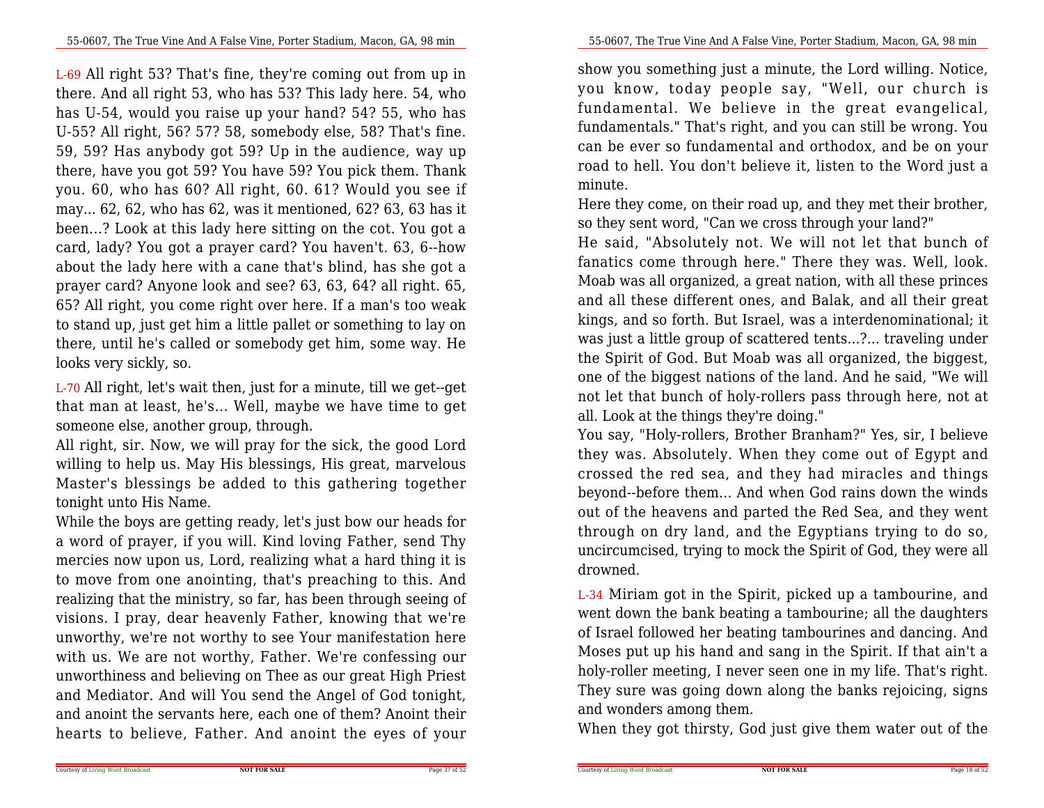L-69 All right 53? That's fine, they're coming out from up in there. And all right 53, who has 53? This lady here. 54, who has U-54, would you raise up your hand? 54? 55, who has U-55? All right, 56? 57? 58, somebody else, 58? That's fine. 59, 59? Has anybody got 59? Up in the audience, way up there, have you got 59? You have 59? You pick them. Thank you. 60, who has 60? All right, 60. 61? Would you see if may... 62, 62, who has 62, was it mentioned, 62? 63, 63 has it been...? Look at this lady here sitting on the cot. You got a card, lady? You got a prayer card? You haven't. 63, 6--how about the lady here with a cane that's blind, has she got a prayer card? Anyone look and see? 63, 63, 64? all right. 65, 65? All right, you come right over here. If a man's too weak to stand up, just get him a little pallet or something to lay on there, until he's called or somebody get him, some way. He looks very sickly, so.

L-70 All right, let's wait then, just for a minute, till we get--get that man at least, he's... Well, maybe we have time to get someone else, another group, through.

All right, sir. Now, we will pray for the sick, the good Lord willing to help us. May His blessings, His great, marvelous Master's blessings be added to this gathering together tonight unto His Name.

While the boys are getting ready, let's just bow our heads for a word of prayer, if you will. Kind loving Father, send Thy mercies now upon us, Lord, realizing what a hard thing it is to move from one anointing, that's preaching to this. And realizing that the ministry, so far, has been through seeing of visions. I pray, dear heavenly Father, knowing that we're unworthy, we're not worthy to see Your manifestation here with us. We are not worthy, Father. We're confessing our unworthiness and believing on Thee as our great High Priest and Mediator. And will You send the Angel of God tonight, and anoint the servants here, each one of them? Anoint their hearts to believe, Father. And anoint the eyes of your

show you something just a minute, the Lord willing. Notice, you know, today people say, "Well, our church is fundamental. We believe in the great evangelical, fundamentals." That's right, and you can still be wrong. You can be ever so fundamental and orthodox, and be on your road to hell. You don't believe it, listen to the Word just a minute.

Here they come, on their road up, and they met their brother, so they sent word, "Can we cross through your land?"

He said, "Absolutely not. We will not let that bunch of fanatics come through here." There they was. Well, look. Moab was all organized, a great nation, with all these princes and all these different ones, and Balak, and all their great kings, and so forth. But Israel, was a interdenominational; it was just a little group of scattered tents...?... traveling under the Spirit of God. But Moab was all organized, the biggest, one of the biggest nations of the land. And he said, "We will not let that bunch of holy-rollers pass through here, not at all. Look at the things they're doing."

You say, "Holy-rollers, Brother Branham?" Yes, sir, I believe they was. Absolutely. When they come out of Egypt and crossed the red sea, and they had miracles and things beyond--before them... And when God rains down the winds out of the heavens and parted the Red Sea, and they went through on dry land, and the Egyptians trying to do so, uncircumcised, trying to mock the Spirit of God, they were all drowned.

L-34 Miriam got in the Spirit, picked up a tambourine, and went down the bank beating a tambourine; all the daughters of Israel followed her beating tambourines and dancing. And Moses put up his hand and sang in the Spirit. If that ain't a holy-roller meeting, I never seen one in my life. That's right. They sure was going down along the banks rejoicing, signs and wonders among them.

When they got thirsty, God just give them water out of the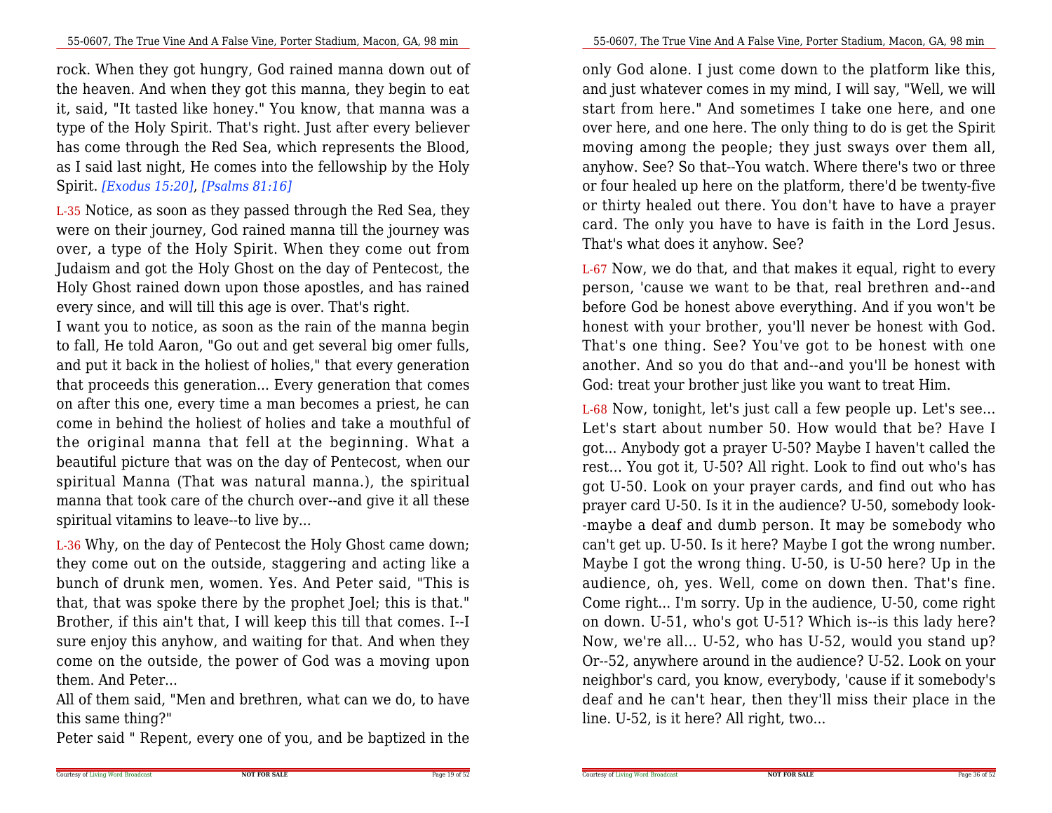rock. When they got hungry, God rained manna down out of the heaven. And when they got this manna, they begin to eat it, said, "It tasted like honey." You know, that manna was a type of the Holy Spirit. That's right. Just after every believer has come through the Red Sea, which represents the Blood, as I said last night, He comes into the fellowship by the Holy Spirit. *[Exodus 15:20]*, *[Psalms 81:16]*

L-35 Notice, as soon as they passed through the Red Sea, they were on their journey, God rained manna till the journey was over, a type of the Holy Spirit. When they come out from Judaism and got the Holy Ghost on the day of Pentecost, the Holy Ghost rained down upon those apostles, and has rained every since, and will till this age is over. That's right.

I want you to notice, as soon as the rain of the manna begin to fall, He told Aaron, "Go out and get several big omer fulls, and put it back in the holiest of holies," that every generation that proceeds this generation... Every generation that comes on after this one, every time a man becomes a priest, he can come in behind the holiest of holies and take a mouthful of the original manna that fell at the beginning. What a beautiful picture that was on the day of Pentecost, when our spiritual Manna (That was natural manna.), the spiritual manna that took care of the church over--and give it all these spiritual vitamins to leave--to live by...

L-36 Why, on the day of Pentecost the Holy Ghost came down; they come out on the outside, staggering and acting like a bunch of drunk men, women. Yes. And Peter said, "This is that, that was spoke there by the prophet Joel; this is that." Brother, if this ain't that, I will keep this till that comes. I--I sure enjoy this anyhow, and waiting for that. And when they come on the outside, the power of God was a moving upon them. And Peter...

All of them said, "Men and brethren, what can we do, to have this same thing?"

Peter said " Repent, every one of you, and be baptized in the

only God alone. I just come down to the platform like this, and just whatever comes in my mind, I will say, "Well, we will start from here." And sometimes I take one here, and one over here, and one here. The only thing to do is get the Spirit moving among the people; they just sways over them all, anyhow. See? So that--You watch. Where there's two or three or four healed up here on the platform, there'd be twenty-five or thirty healed out there. You don't have to have a prayer card. The only you have to have is faith in the Lord Jesus. That's what does it anyhow. See?

L-67 Now, we do that, and that makes it equal, right to every person, 'cause we want to be that, real brethren and--and before God be honest above everything. And if you won't be honest with your brother, you'll never be honest with God. That's one thing. See? You've got to be honest with one another. And so you do that and--and you'll be honest with God: treat your brother just like you want to treat Him.

L-68 Now, tonight, let's just call a few people up. Let's see... Let's start about number 50. How would that be? Have I got... Anybody got a prayer U-50? Maybe I haven't called the rest... You got it, U-50? All right. Look to find out who's has got U-50. Look on your prayer cards, and find out who has prayer card U-50. Is it in the audience? U-50, somebody look--maybe a deaf and dumb person. It may be somebody who can't get up. U-50. Is it here? Maybe I got the wrong number. Maybe I got the wrong thing. U-50, is U-50 here? Up in the audience, oh, yes. Well, come on down then. That's fine. Come right... I'm sorry. Up in the audience, U-50, come right on down. U-51, who's got U-51? Which is--is this lady here? Now, we're all... U-52, who has U-52, would you stand up? Or--52, anywhere around in the audience? U-52. Look on your neighbor's card, you know, everybody, 'cause if it somebody's deaf and he can't hear, then they'll miss their place in the line. U-52, is it here? All right, two...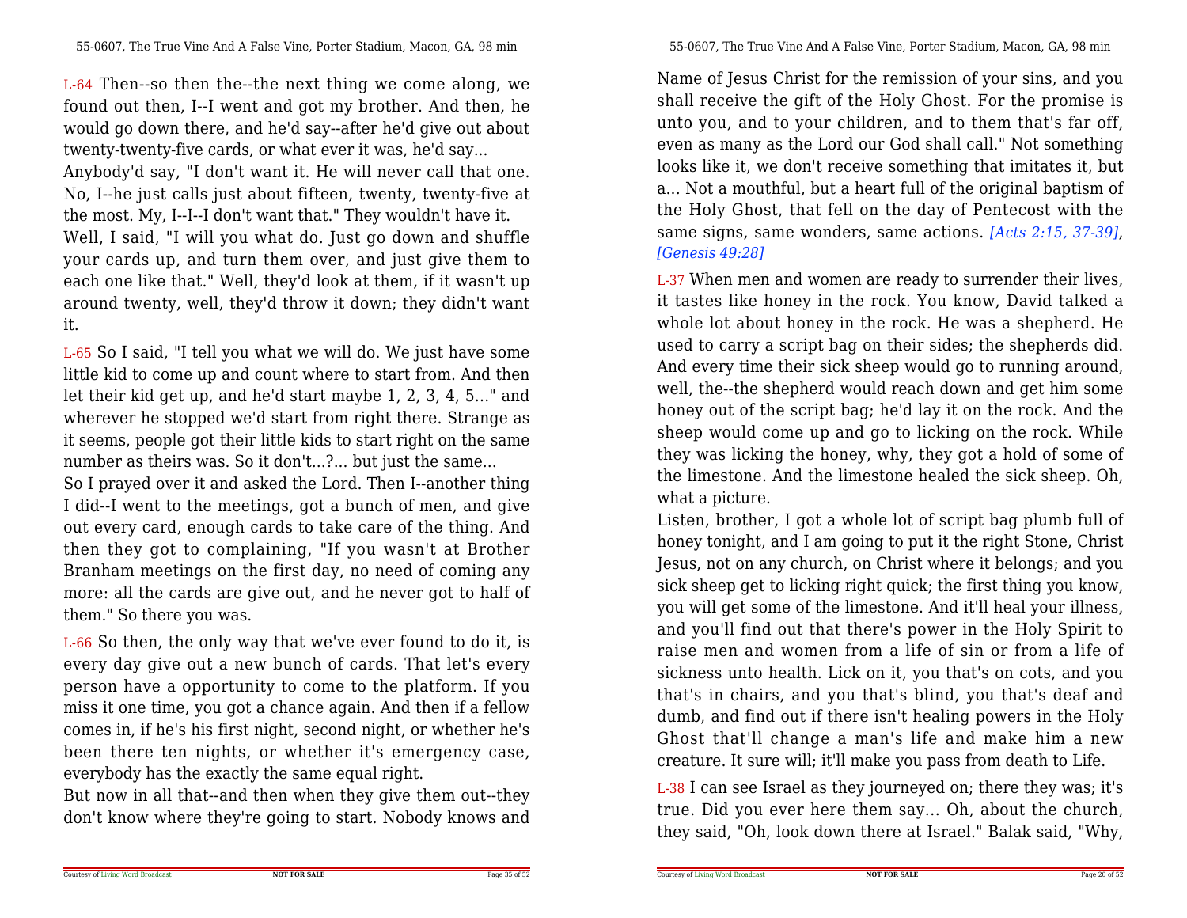L-64 Then--so then the--the next thing we come along, we found out then, I--I went and got my brother. And then, he would go down there, and he'd say--after he'd give out about twenty-twenty-five cards, or what ever it was, he'd say...

Anybody'd say, "I don't want it. He will never call that one. No, I--he just calls just about fifteen, twenty, twenty-five at the most. My, I--I--I don't want that." They wouldn't have it.

Well, I said, "I will you what do. Just go down and shuffle your cards up, and turn them over, and just give them to each one like that." Well, they'd look at them, if it wasn't up around twenty, well, they'd throw it down; they didn't want it.

L-65 So I said, "I tell you what we will do. We just have some little kid to come up and count where to start from. And then let their kid get up, and he'd start maybe 1, 2, 3, 4, 5..." and wherever he stopped we'd start from right there. Strange as it seems, people got their little kids to start right on the same number as theirs was. So it don't...?... but just the same...

So I prayed over it and asked the Lord. Then I--another thing I did--I went to the meetings, got a bunch of men, and give out every card, enough cards to take care of the thing. And then they got to complaining, "If you wasn't at Brother Branham meetings on the first day, no need of coming any more: all the cards are give out, and he never got to half of them." So there you was.

L-66 So then, the only way that we've ever found to do it, is every day give out a new bunch of cards. That let's every person have a opportunity to come to the platform. If you miss it one time, you got a chance again. And then if a fellow comes in, if he's his first night, second night, or whether he's been there ten nights, or whether it's emergency case, everybody has the exactly the same equal right.

But now in all that--and then when they give them out--they don't know where they're going to start. Nobody knows and

Name of Jesus Christ for the remission of your sins, and you shall receive the gift of the Holy Ghost. For the promise is unto you, and to your children, and to them that's far off, even as many as the Lord our God shall call." Not something looks like it, we don't receive something that imitates it, but a... Not a mouthful, but a heart full of the original baptism of the Holy Ghost, that fell on the day of Pentecost with the same signs, same wonders, same actions. *[Acts 2:15, 37-39]*, *[Genesis 49:28]*

L-37 When men and women are ready to surrender their lives, it tastes like honey in the rock. You know, David talked a whole lot about honey in the rock. He was a shepherd. He used to carry a script bag on their sides; the shepherds did. And every time their sick sheep would go to running around, well, the--the shepherd would reach down and get him some honey out of the script bag; he'd lay it on the rock. And the sheep would come up and go to licking on the rock. While they was licking the honey, why, they got a hold of some of the limestone. And the limestone healed the sick sheep. Oh, what a picture.

Listen, brother, I got a whole lot of script bag plumb full of honey tonight, and I am going to put it the right Stone, Christ Jesus, not on any church, on Christ where it belongs; and you sick sheep get to licking right quick; the first thing you know, you will get some of the limestone. And it'll heal your illness, and you'll find out that there's power in the Holy Spirit to raise men and women from a life of sin or from a life of sickness unto health. Lick on it, you that's on cots, and you that's in chairs, and you that's blind, you that's deaf and dumb, and find out if there isn't healing powers in the Holy Ghost that'll change a man's life and make him a new creature. It sure will; it'll make you pass from death to Life.

L-38 I can see Israel as they journeyed on; there they was; it's true. Did you ever here them say... Oh, about the church, they said, "Oh, look down there at Israel." Balak said, "Why,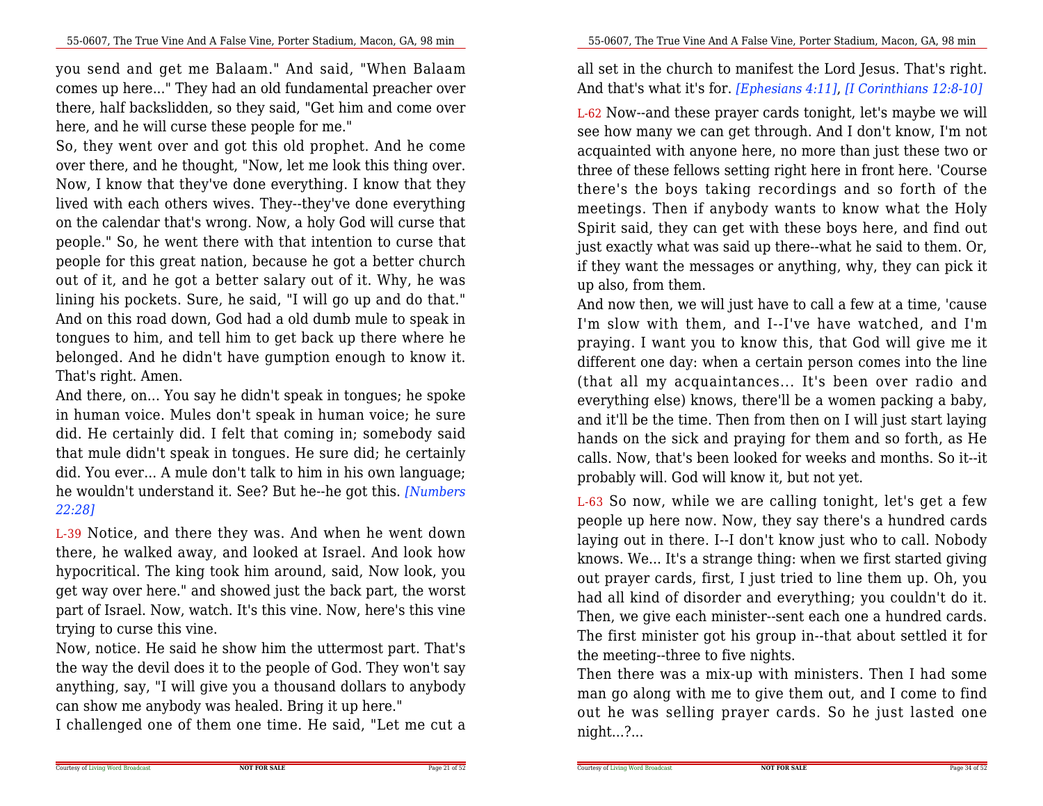you send and get me Balaam." And said, "When Balaam comes up here..." They had an old fundamental preacher over there, half backslidden, so they said, "Get him and come over here, and he will curse these people for me."

So, they went over and got this old prophet. And he come over there, and he thought, "Now, let me look this thing over. Now, I know that they've done everything. I know that they lived with each others wives. They--they've done everything on the calendar that's wrong. Now, a holy God will curse that people." So, he went there with that intention to curse that people for this great nation, because he got a better church out of it, and he got a better salary out of it. Why, he was lining his pockets. Sure, he said, "I will go up and do that." And on this road down, God had a old dumb mule to speak in tongues to him, and tell him to get back up there where he belonged. And he didn't have gumption enough to know it. That's right. Amen.

And there, on... You say he didn't speak in tongues; he spoke in human voice. Mules don't speak in human voice; he sure did. He certainly did. I felt that coming in; somebody said that mule didn't speak in tongues. He sure did; he certainly did. You ever... A mule don't talk to him in his own language; he wouldn't understand it. See? But he--he got this. *[Numbers 22:28]*

L-39 Notice, and there they was. And when he went down there, he walked away, and looked at Israel. And look how hypocritical. The king took him around, said, Now look, you get way over here." and showed just the back part, the worst part of Israel. Now, watch. It's this vine. Now, here's this vine trying to curse this vine.

Now, notice. He said he show him the uttermost part. That's the way the devil does it to the people of God. They won't say anything, say, "I will give you a thousand dollars to anybody can show me anybody was healed. Bring it up here."

I challenged one of them one time. He said, "Let me cut a

all set in the church to manifest the Lord Jesus. That's right. And that's what it's for. *[Ephesians 4:11]*, *[I Corinthians 12:8-10]*

L-62 Now--and these prayer cards tonight, let's maybe we will see how many we can get through. And I don't know, I'm not acquainted with anyone here, no more than just these two or three of these fellows setting right here in front here. 'Course there's the boys taking recordings and so forth of the meetings. Then if anybody wants to know what the Holy Spirit said, they can get with these boys here, and find out just exactly what was said up there--what he said to them. Or, if they want the messages or anything, why, they can pick it up also, from them.

And now then, we will just have to call a few at a time, 'cause I'm slow with them, and I--I've have watched, and I'm praying. I want you to know this, that God will give me it different one day: when a certain person comes into the line (that all my acquaintances... It's been over radio and everything else) knows, there'll be a women packing a baby, and it'll be the time. Then from then on I will just start laying hands on the sick and praying for them and so forth, as He calls. Now, that's been looked for weeks and months. So it--it probably will. God will know it, but not yet.

L-63 So now, while we are calling tonight, let's get a few people up here now. Now, they say there's a hundred cards laying out in there. I--I don't know just who to call. Nobody knows. We... It's a strange thing: when we first started giving out prayer cards, first, I just tried to line them up. Oh, you had all kind of disorder and everything; you couldn't do it. Then, we give each minister--sent each one a hundred cards. The first minister got his group in--that about settled it for the meeting--three to five nights.

Then there was a mix-up with ministers. Then I had some man go along with me to give them out, and I come to find out he was selling prayer cards. So he just lasted one night...?...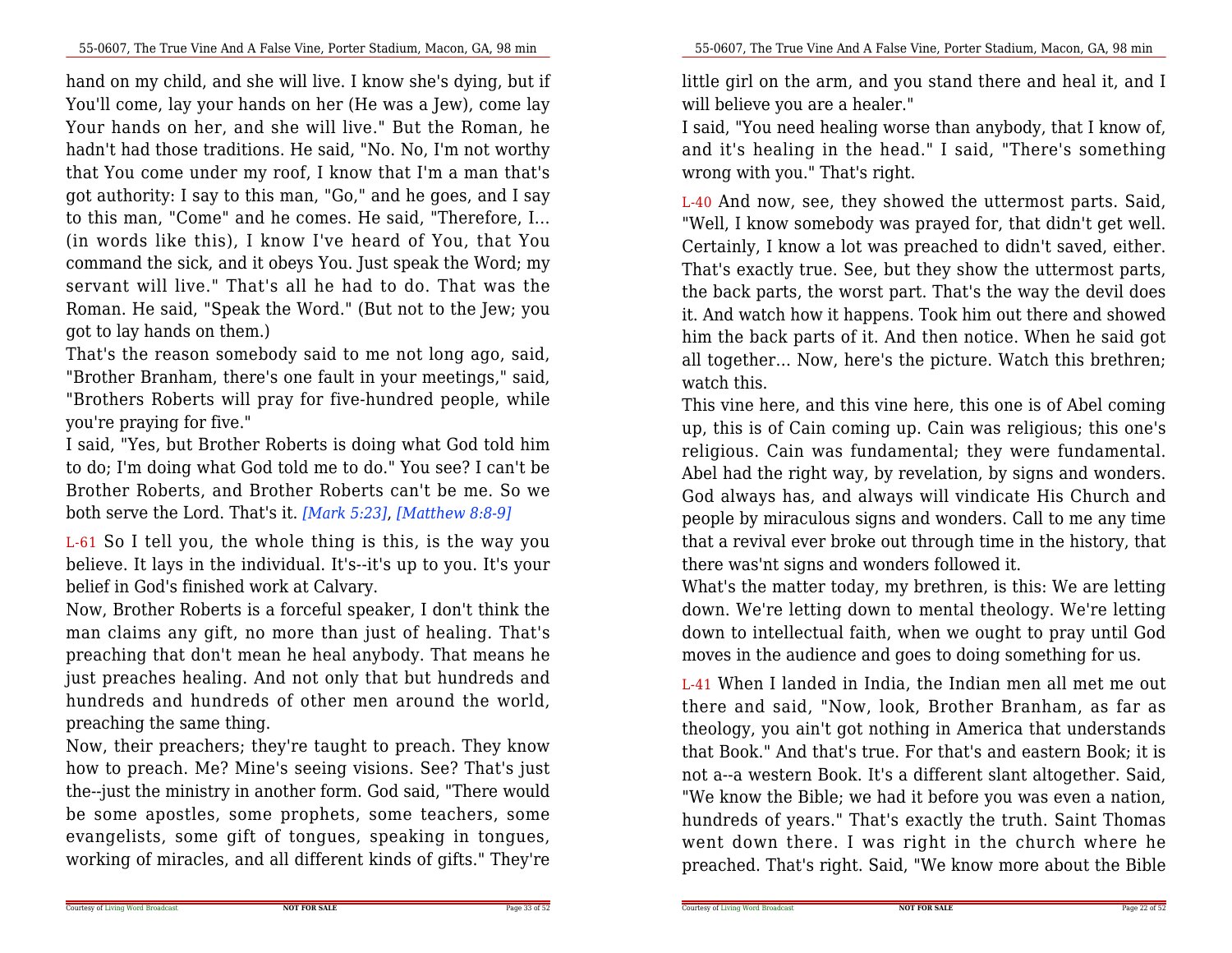hand on my child, and she will live. I know she's dying, but if You'll come, lay your hands on her (He was a Jew), come lay Your hands on her, and she will live." But the Roman, he hadn't had those traditions. He said, "No. No, I'm not worthy that You come under my roof, I know that I'm a man that's got authority: I say to this man, "Go," and he goes, and I say to this man, "Come" and he comes. He said, "Therefore, I... (in words like this), I know I've heard of You, that You command the sick, and it obeys You. Just speak the Word; my servant will live." That's all he had to do. That was the Roman. He said, "Speak the Word." (But not to the Jew; you got to lay hands on them.)

That's the reason somebody said to me not long ago, said, "Brother Branham, there's one fault in your meetings," said, "Brothers Roberts will pray for five-hundred people, while you're praying for five."

I said, "Yes, but Brother Roberts is doing what God told him to do; I'm doing what God told me to do." You see? I can't be Brother Roberts, and Brother Roberts can't be me. So we both serve the Lord. That's it. *[Mark 5:23]*, *[Matthew 8:8-9]*

L-61 So I tell you, the whole thing is this, is the way you believe. It lays in the individual. It's--it's up to you. It's your belief in God's finished work at Calvary.

Now, Brother Roberts is a forceful speaker, I don't think the man claims any gift, no more than just of healing. That's preaching that don't mean he heal anybody. That means he just preaches healing. And not only that but hundreds and hundreds and hundreds of other men around the world, preaching the same thing.

Now, their preachers; they're taught to preach. They know how to preach. Me? Mine's seeing visions. See? That's just the--just the ministry in another form. God said, "There would be some apostles, some prophets, some teachers, some evangelists, some gift of tongues, speaking in tongues, working of miracles, and all different kinds of gifts." They're

little girl on the arm, and you stand there and heal it, and I will believe you are a healer."

I said, "You need healing worse than anybody, that I know of, and it's healing in the head." I said, "There's something wrong with you." That's right.

L-40 And now, see, they showed the uttermost parts. Said, "Well, I know somebody was prayed for, that didn't get well. Certainly, I know a lot was preached to didn't saved, either. That's exactly true. See, but they show the uttermost parts, the back parts, the worst part. That's the way the devil does it. And watch how it happens. Took him out there and showed him the back parts of it. And then notice. When he said got all together... Now, here's the picture. Watch this brethren; watch this.

This vine here, and this vine here, this one is of Abel coming up, this is of Cain coming up. Cain was religious; this one's religious. Cain was fundamental; they were fundamental. Abel had the right way, by revelation, by signs and wonders. God always has, and always will vindicate His Church and people by miraculous signs and wonders. Call to me any time that a revival ever broke out through time in the history, that there was'nt signs and wonders followed it.

What's the matter today, my brethren, is this: We are letting down. We're letting down to mental theology. We're letting down to intellectual faith, when we ought to pray until God moves in the audience and goes to doing something for us.

L-41 When I landed in India, the Indian men all met me out there and said, "Now, look, Brother Branham, as far as theology, you ain't got nothing in America that understands that Book." And that's true. For that's and eastern Book; it is not a--a western Book. It's a different slant altogether. Said, "We know the Bible; we had it before you was even a nation, hundreds of years." That's exactly the truth. Saint Thomas went down there. I was right in the church where he preached. That's right. Said, "We know more about the Bible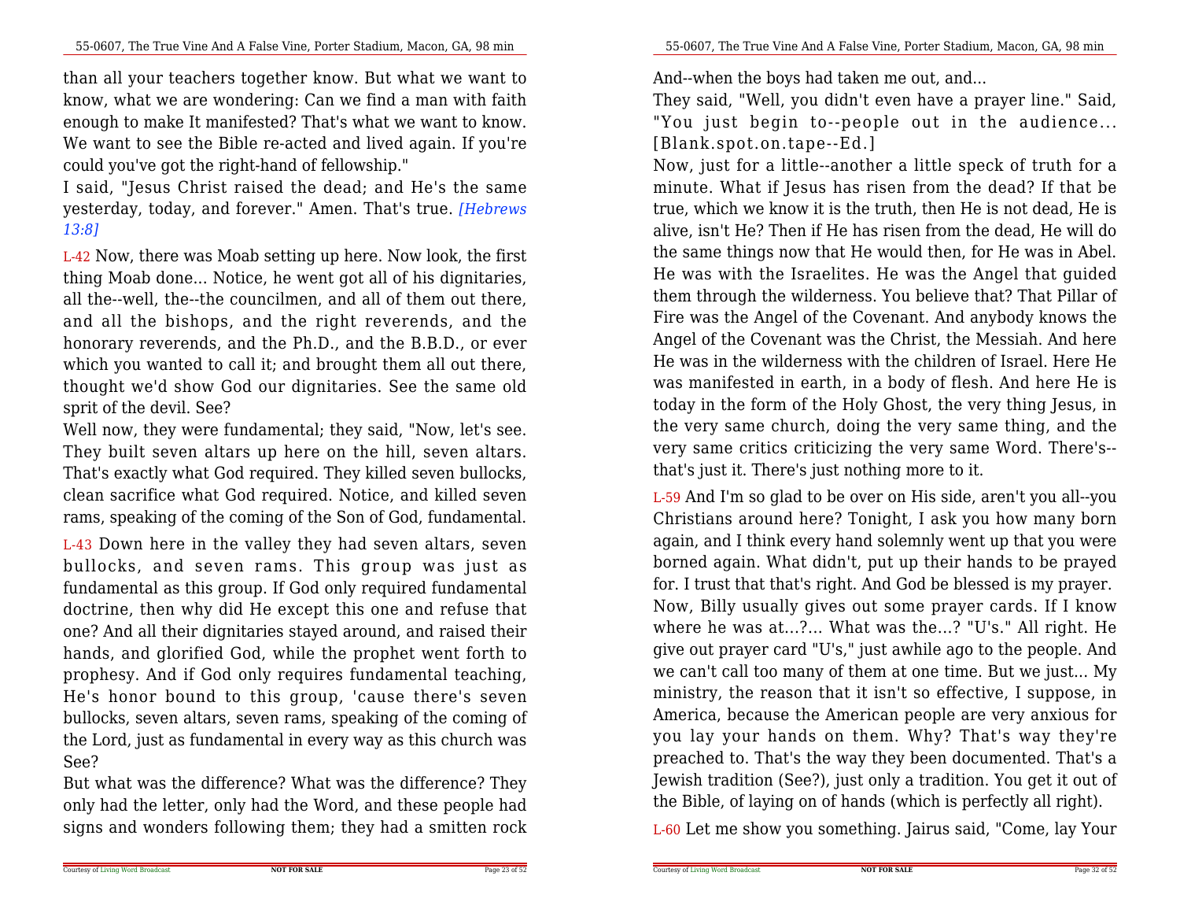than all your teachers together know. But what we want to know, what we are wondering: Can we find a man with faith enough to make It manifested? That's what we want to know. We want to see the Bible re-acted and lived again. If you're could you've got the right-hand of fellowship."

I said, "Jesus Christ raised the dead; and He's the same yesterday, today, and forever." Amen. That's true. *[Hebrews 13:8]*

L-42 Now, there was Moab setting up here. Now look, the first thing Moab done... Notice, he went got all of his dignitaries, all the--well, the--the councilmen, and all of them out there, and all the bishops, and the right reverends, and the honorary reverends, and the Ph.D., and the B.B.D., or ever which you wanted to call it; and brought them all out there, thought we'd show God our dignitaries. See the same old sprit of the devil. See?

Well now, they were fundamental; they said, "Now, let's see. They built seven altars up here on the hill, seven altars. That's exactly what God required. They killed seven bullocks, clean sacrifice what God required. Notice, and killed seven rams, speaking of the coming of the Son of God, fundamental.

L-43 Down here in the valley they had seven altars, seven bullocks, and seven rams. This group was just as fundamental as this group. If God only required fundamental doctrine, then why did He except this one and refuse that one? And all their dignitaries stayed around, and raised their hands, and glorified God, while the prophet went forth to prophesy. And if God only requires fundamental teaching, He's honor bound to this group, 'cause there's seven bullocks, seven altars, seven rams, speaking of the coming of the Lord, just as fundamental in every way as this church was See?

But what was the difference? What was the difference? They only had the letter, only had the Word, and these people had signs and wonders following them; they had a smitten rock

And--when the boys had taken me out, and...

They said, "Well, you didn't even have a prayer line." Said, "You just begin to--people out in the audience... [Blank.spot.on.tape--Ed.]

Now, just for a little--another a little speck of truth for a minute. What if Jesus has risen from the dead? If that be true, which we know it is the truth, then He is not dead, He is alive, isn't He? Then if He has risen from the dead, He will do the same things now that He would then, for He was in Abel. He was with the Israelites. He was the Angel that guided them through the wilderness. You believe that? That Pillar of Fire was the Angel of the Covenant. And anybody knows the Angel of the Covenant was the Christ, the Messiah. And here He was in the wilderness with the children of Israel. Here He was manifested in earth, in a body of flesh. And here He is today in the form of the Holy Ghost, the very thing Jesus, in the very same church, doing the very same thing, and the very same critics criticizing the very same Word. There's--that's just it. There's just nothing more to it.

L-59 And I'm so glad to be over on His side, aren't you all--you Christians around here? Tonight, I ask you how many born again, and I think every hand solemnly went up that you were borned again. What didn't, put up their hands to be prayed for. I trust that that's right. And God be blessed is my prayer.

Now, Billy usually gives out some prayer cards. If I know where he was at...?... What was the...? "U's." All right. He give out prayer card "U's," just awhile ago to the people. And we can't call too many of them at one time. But we just... My ministry, the reason that it isn't so effective, I suppose, in America, because the American people are very anxious for you lay your hands on them. Why? That's way they're preached to. That's the way they been documented. That's a Jewish tradition (See?), just only a tradition. You get it out of the Bible, of laying on of hands (which is perfectly all right).

L-60 Let me show you something. Jairus said, "Come, lay Your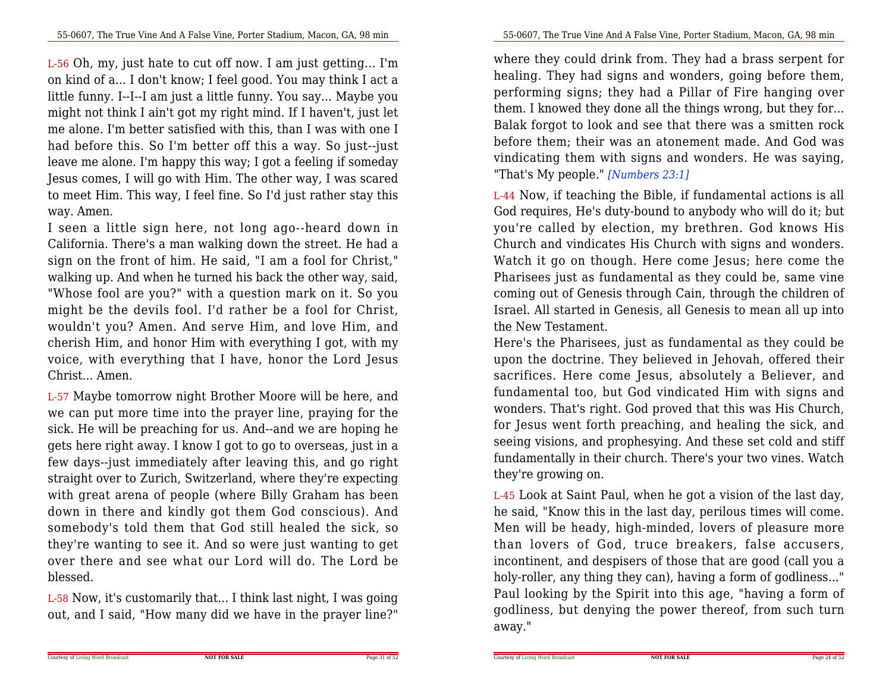L-56 Oh, my, just hate to cut off now. I am just getting... I'm on kind of a... I don't know; I feel good. You may think I act a little funny. I--I--I am just a little funny. You say... Maybe you might not think I ain't got my right mind. If I haven't, just let me alone. I'm better satisfied with this, than I was with one I had before this. So I'm better off this a way. So just--just leave me alone. I'm happy this way; I got a feeling if someday Jesus comes, I will go with Him. The other way, I was scared to meet Him. This way, I feel fine. So I'd just rather stay this way. Amen.

I seen a little sign here, not long ago--heard down in California. There's a man walking down the street. He had a sign on the front of him. He said, "I am a fool for Christ," walking up. And when he turned his back the other way, said, "Whose fool are you?" with a question mark on it. So you might be the devils fool. I'd rather be a fool for Christ, wouldn't you? Amen. And serve Him, and love Him, and cherish Him, and honor Him with everything I got, with my voice, with everything that I have, honor the Lord Jesus Christ... Amen.

L-57 Maybe tomorrow night Brother Moore will be here, and we can put more time into the prayer line, praying for the sick. He will be preaching for us. And--and we are hoping he gets here right away. I know I got to go to overseas, just in a few days--just immediately after leaving this, and go right straight over to Zurich, Switzerland, where they're expecting with great arena of people (where Billy Graham has been down in there and kindly got them God conscious). And somebody's told them that God still healed the sick, so they're wanting to see it. And so were just wanting to get over there and see what our Lord will do. The Lord be blessed.

L-58 Now, it's customarily that... I think last night, I was going out, and I said, "How many did we have in the prayer line?"

where they could drink from. They had a brass serpent for healing. They had signs and wonders, going before them, performing signs; they had a Pillar of Fire hanging over them. I knowed they done all the things wrong, but they for... Balak forgot to look and see that there was a smitten rock before them; their was an atonement made. And God was vindicating them with signs and wonders. He was saying, "That's My people." *[Numbers 23:1]*

L-44 Now, if teaching the Bible, if fundamental actions is all God requires, He's duty-bound to anybody who will do it; but you're called by election, my brethren. God knows His Church and vindicates His Church with signs and wonders. Watch it go on though. Here come Jesus; here come the Pharisees just as fundamental as they could be, same vine coming out of Genesis through Cain, through the children of Israel. All started in Genesis, all Genesis to mean all up into the New Testament.

Here's the Pharisees, just as fundamental as they could be upon the doctrine. They believed in Jehovah, offered their sacrifices. Here come Jesus, absolutely a Believer, and fundamental too, but God vindicated Him with signs and wonders. That's right. God proved that this was His Church, for Jesus went forth preaching, and healing the sick, and seeing visions, and prophesying. And these set cold and stiff fundamentally in their church. There's your two vines. Watch they're growing on.

L-45 Look at Saint Paul, when he got a vision of the last day, he said, "Know this in the last day, perilous times will come. Men will be heady, high-minded, lovers of pleasure more than lovers of God, truce breakers, false accusers, incontinent, and despisers of those that are good (call you a holy-roller, any thing they can), having a form of godliness..." Paul looking by the Spirit into this age, "having a form of godliness, but denying the power thereof, from such turn away."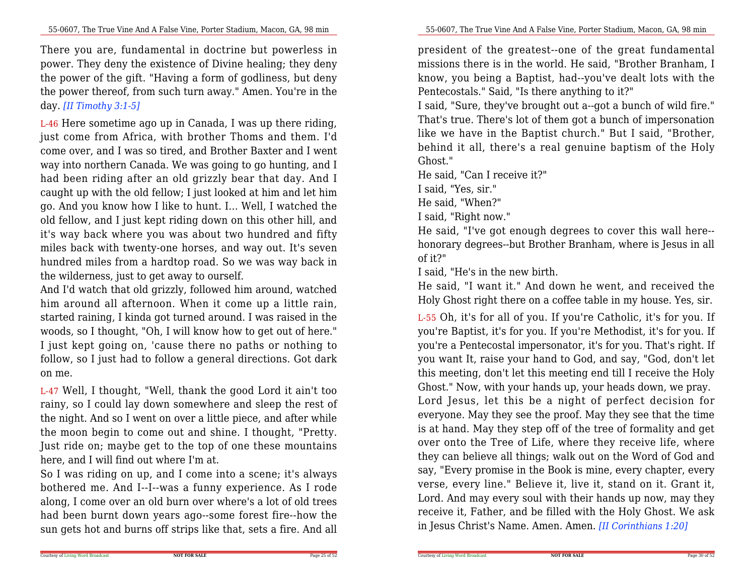There you are, fundamental in doctrine but powerless in power. They deny the existence of Divine healing; they deny the power of the gift. "Having a form of godliness, but deny the power thereof, from such turn away." Amen. You're in the day. *[II Timothy 3:1-5]*

L-46 Here sometime ago up in Canada, I was up there riding, just come from Africa, with brother Thoms and them. I'd come over, and I was so tired, and Brother Baxter and I went way into northern Canada. We was going to go hunting, and I had been riding after an old grizzly bear that day. And I caught up with the old fellow; I just looked at him and let him go. And you know how I like to hunt. I... Well, I watched the old fellow, and I just kept riding down on this other hill, and it's way back where you was about two hundred and fifty miles back with twenty-one horses, and way out. It's seven hundred miles from a hardtop road. So we was way back in the wilderness, just to get away to ourself.

And I'd watch that old grizzly, followed him around, watched him around all afternoon. When it come up a little rain, started raining, I kinda got turned around. I was raised in the woods, so I thought, "Oh, I will know how to get out of here." I just kept going on, 'cause there no paths or nothing to follow, so I just had to follow a general directions. Got dark on me.

L-47 Well, I thought, "Well, thank the good Lord it ain't too rainy, so I could lay down somewhere and sleep the rest of the night. And so I went on over a little piece, and after while the moon begin to come out and shine. I thought, "Pretty. Just ride on; maybe get to the top of one these mountains here, and I will find out where I'm at.

So I was riding on up, and I come into a scene; it's always bothered me. And I--I--was a funny experience. As I rode along, I come over an old burn over where's a lot of old trees had been burnt down years ago--some forest fire--how the sun gets hot and burns off strips like that, sets a fire. And all

president of the greatest--one of the great fundamental missions there is in the world. He said, "Brother Branham, I know, you being a Baptist, had--you've dealt lots with the Pentecostals." Said, "Is there anything to it?"

I said, "Sure, they've brought out a--got a bunch of wild fire." That's true. There's lot of them got a bunch of impersonation like we have in the Baptist church." But I said, "Brother, behind it all, there's a real genuine baptism of the Holy Ghost."

He said, "Can I receive it?"

I said, "Yes, sir."

He said, "When?"

I said, "Right now."

He said, "I've got enough degrees to cover this wall here--honorary degrees--but Brother Branham, where is Jesus in all of it?"

I said, "He's in the new birth.

He said, "I want it." And down he went, and received the Holy Ghost right there on a coffee table in my house. Yes, sir.

L-55 Oh, it's for all of you. If you're Catholic, it's for you. If you're Baptist, it's for you. If you're Methodist, it's for you. If you're a Pentecostal impersonator, it's for you. That's right. If you want It, raise your hand to God, and say, "God, don't let this meeting, don't let this meeting end till I receive the Holy Ghost." Now, with your hands up, your heads down, we pray.

Lord Jesus, let this be a night of perfect decision for everyone. May they see the proof. May they see that the time is at hand. May they step off of the tree of formality and get over onto the Tree of Life, where they receive life, where they can believe all things; walk out on the Word of God and say, "Every promise in the Book is mine, every chapter, every verse, every line." Believe it, live it, stand on it. Grant it, Lord. And may every soul with their hands up now, may they receive it, Father, and be filled with the Holy Ghost. We ask in Jesus Christ's Name. Amen. Amen. *[II Corinthians 1:20]*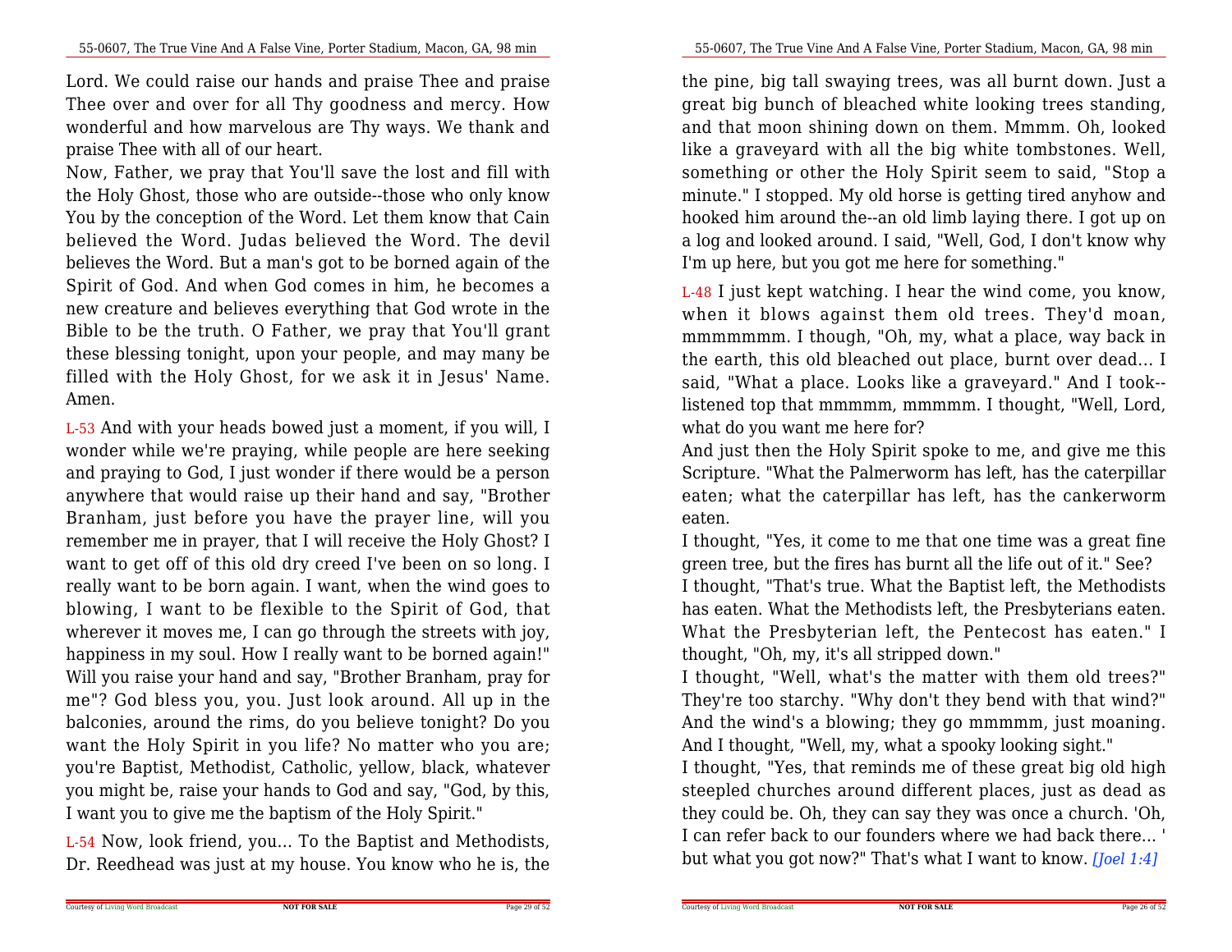Lord. We could raise our hands and praise Thee and praise Thee over and over for all Thy goodness and mercy. How wonderful and how marvelous are Thy ways. We thank and praise Thee with all of our heart.

Now, Father, we pray that You'll save the lost and fill with the Holy Ghost, those who are outside--those who only know You by the conception of the Word. Let them know that Cain believed the Word. Judas believed the Word. The devil believes the Word. But a man's got to be borned again of the Spirit of God. And when God comes in him, he becomes a new creature and believes everything that God wrote in the Bible to be the truth. O Father, we pray that You'll grant these blessing tonight, upon your people, and may many be filled with the Holy Ghost, for we ask it in Jesus' Name. Amen.

L-53 And with your heads bowed just a moment, if you will, I wonder while we're praying, while people are here seeking and praying to God, I just wonder if there would be a person anywhere that would raise up their hand and say, "Brother Branham, just before you have the prayer line, will you remember me in prayer, that I will receive the Holy Ghost? I want to get off of this old dry creed I've been on so long. I really want to be born again. I want, when the wind goes to blowing, I want to be flexible to the Spirit of God, that wherever it moves me, I can go through the streets with joy, happiness in my soul. How I really want to be borned again!" Will you raise your hand and say, "Brother Branham, pray for me"? God bless you, you. Just look around. All up in the balconies, around the rims, do you believe tonight? Do you want the Holy Spirit in you life? No matter who you are; you're Baptist, Methodist, Catholic, yellow, black, whatever you might be, raise your hands to God and say, "God, by this, I want you to give me the baptism of the Holy Spirit."

L-54 Now, look friend, you... To the Baptist and Methodists, Dr. Reedhead was just at my house. You know who he is, the

the pine, big tall swaying trees, was all burnt down. Just a great big bunch of bleached white looking trees standing, and that moon shining down on them. Mmmm. Oh, looked like a graveyard with all the big white tombstones. Well, something or other the Holy Spirit seem to said, "Stop a minute." I stopped. My old horse is getting tired anyhow and hooked him around the--an old limb laying there. I got up on a log and looked around. I said, "Well, God, I don't know why I'm up here, but you got me here for something."

L-48 I just kept watching. I hear the wind come, you know, when it blows against them old trees. They'd moan, mmmmmmm. I though, "Oh, my, what a place, way back in the earth, this old bleached out place, burnt over dead... I said, "What a place. Looks like a graveyard." And I took--listened top that mmmmm, mmmmm. I thought, "Well, Lord, what do you want me here for?

And just then the Holy Spirit spoke to me, and give me this Scripture. "What the Palmerworm has left, has the caterpillar eaten; what the caterpillar has left, has the cankerworm eaten.

I thought, "Yes, it come to me that one time was a great fine green tree, but the fires has burnt all the life out of it." See?

I thought, "That's true. What the Baptist left, the Methodists has eaten. What the Methodists left, the Presbyterians eaten. What the Presbyterian left, the Pentecost has eaten." I thought, "Oh, my, it's all stripped down."

I thought, "Well, what's the matter with them old trees?" They're too starchy. "Why don't they bend with that wind?" And the wind's a blowing; they go mmmmm, just moaning. And I thought, "Well, my, what a spooky looking sight."

I thought, "Yes, that reminds me of these great big old high steepled churches around different places, just as dead as they could be. Oh, they can say they was once a church. 'Oh, I can refer back to our founders where we had back there... ' but what you got now?" That's what I want to know. *[Joel 1:4]*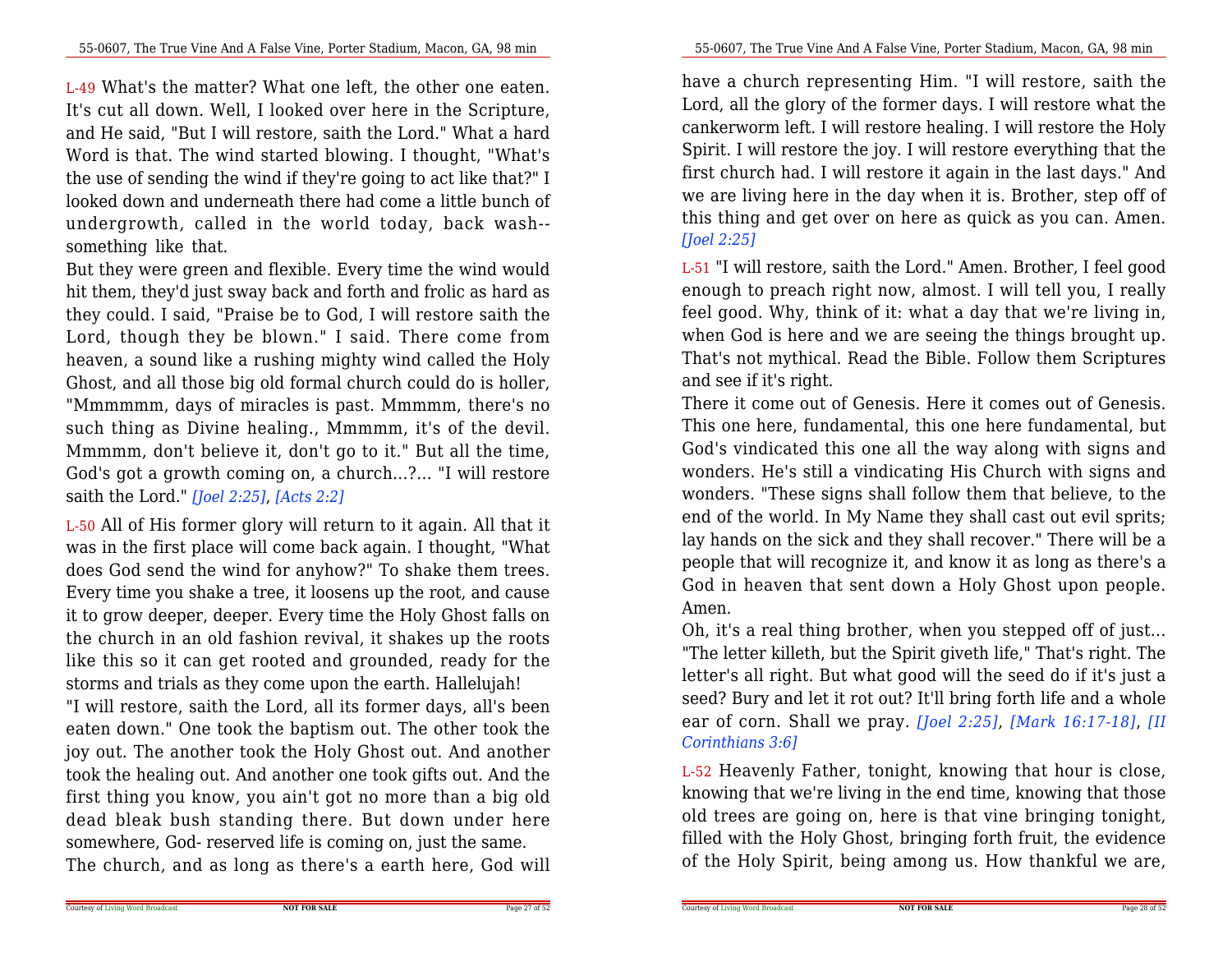L-49 What's the matter? What one left, the other one eaten. It's cut all down. Well, I looked over here in the Scripture, and He said, "But I will restore, saith the Lord." What a hard Word is that. The wind started blowing. I thought, "What's the use of sending the wind if they're going to act like that?" I looked down and underneath there had come a little bunch of undergrowth, called in the world today, back wash--something like that.

But they were green and flexible. Every time the wind would hit them, they'd just sway back and forth and frolic as hard as they could. I said, "Praise be to God, I will restore saith the Lord, though they be blown." I said. There come from heaven, a sound like a rushing mighty wind called the Holy Ghost, and all those big old formal church could do is holler, "Mmmmmm, days of miracles is past. Mmmmm, there's no such thing as Divine healing., Mmmmm, it's of the devil. Mmmmm, don't believe it, don't go to it." But all the time, God's got a growth coming on, a church...?... "I will restore saith the Lord." *[Joel 2:25]*, *[Acts 2:2]*

L-50 All of His former glory will return to it again. All that it was in the first place will come back again. I thought, "What does God send the wind for anyhow?" To shake them trees. Every time you shake a tree, it loosens up the root, and cause it to grow deeper, deeper. Every time the Holy Ghost falls on the church in an old fashion revival, it shakes up the roots like this so it can get rooted and grounded, ready for the storms and trials as they come upon the earth. Hallelujah!

"I will restore, saith the Lord, all its former days, all's been eaten down." One took the baptism out. The other took the joy out. The another took the Holy Ghost out. And another took the healing out. And another one took gifts out. And the first thing you know, you ain't got no more than a big old dead bleak bush standing there. But down under here somewhere, God- reserved life is coming on, just the same.

The church, and as long as there's a earth here, God will have a church representing Him. "I will restore, saith the Lord, all the glory of the former days. I will restore what the cankerworm left. I will restore healing. I will restore the Holy Spirit. I will restore the joy. I will restore everything that the first church had. I will restore it again in the last days." And we are living here in the day when it is. Brother, step off of this thing and get over on here as quick as you can. Amen. *[Joel 2:25]*

L-51 "I will restore, saith the Lord." Amen. Brother, I feel good enough to preach right now, almost. I will tell you, I really feel good. Why, think of it: what a day that we're living in, when God is here and we are seeing the things brought up. That's not mythical. Read the Bible. Follow them Scriptures and see if it's right.

There it come out of Genesis. Here it comes out of Genesis. This one here, fundamental, this one here fundamental, but God's vindicated this one all the way along with signs and wonders. He's still a vindicating His Church with signs and wonders. "These signs shall follow them that believe, to the end of the world. In My Name they shall cast out evil sprits; lay hands on the sick and they shall recover." There will be a people that will recognize it, and know it as long as there's a God in heaven that sent down a Holy Ghost upon people. Amen.

Oh, it's a real thing brother, when you stepped off of just... "The letter killeth, but the Spirit giveth life," That's right. The letter's all right. But what good will the seed do if it's just a seed? Bury and let it rot out? It'll bring forth life and a whole ear of corn. Shall we pray. *[Joel 2:25]*, *[Mark 16:17-18]*, *[II Corinthians 3:6]*

L-52 Heavenly Father, tonight, knowing that hour is close, knowing that we're living in the end time, knowing that those old trees are going on, here is that vine bringing tonight, filled with the Holy Ghost, bringing forth fruit, the evidence of the Holy Spirit, being among us. How thankful we are,